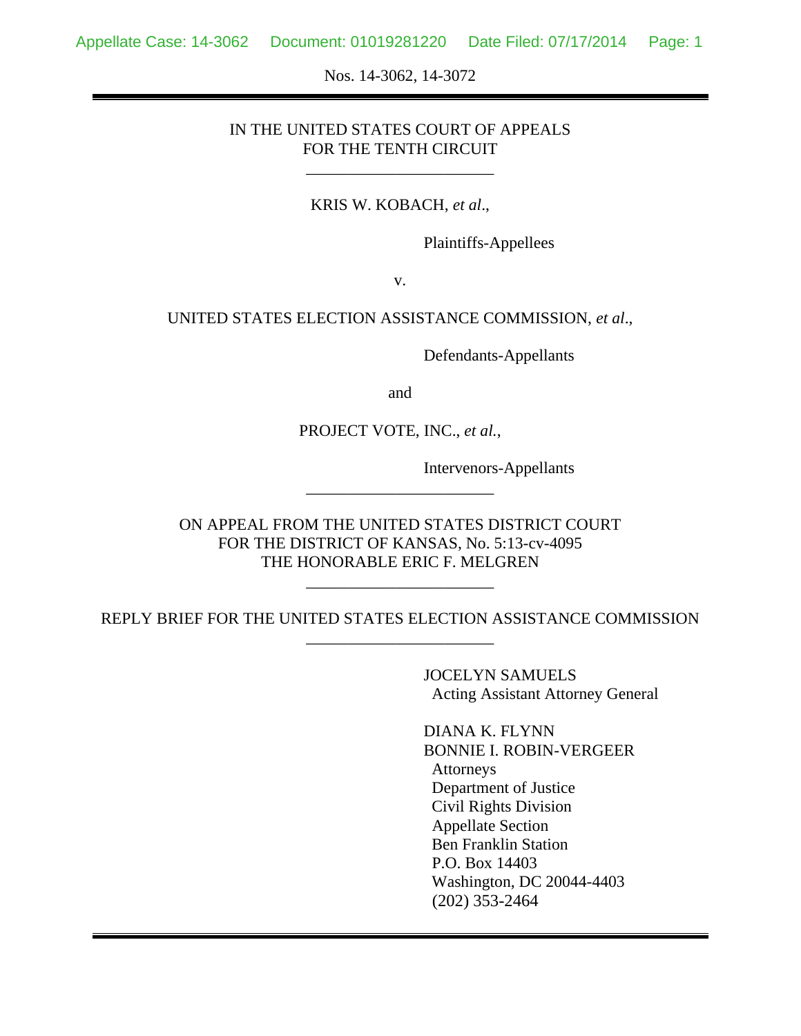Nos. 14-3062, 14-3072

IN THE UNITED STATES COURT OF APPEALS
FOR THE TENTH CIRCUIT

______________________

KRIS W. KOBACH, *et al*.,

Plaintiffs-Appellees

v.

UNITED STATES ELECTION ASSISTANCE COMMISSION, *et al*.,

Defendants-Appellants

and

PROJECT VOTE, INC., *et al.*,

Intervenors-Appellants

______________________

ON APPEAL FROM THE UNITED STATES DISTRICT COURT
FOR THE DISTRICT OF KANSAS, No. 5:13-cv-4095
THE HONORABLE ERIC F. MELGREN

______________________

REPLY BRIEF FOR THE UNITED STATES ELECTION ASSISTANCE COMMISSION

______________________

JOCELYN SAMUELS
Acting Assistant Attorney General

DIANA K. FLYNN
BONNIE I. ROBIN-VERGEER
Attorneys
Department of Justice
Civil Rights Division
Appellate Section
Ben Franklin Station
P.O. Box 14403
Washington, DC 20044-4403
(202) 353-2464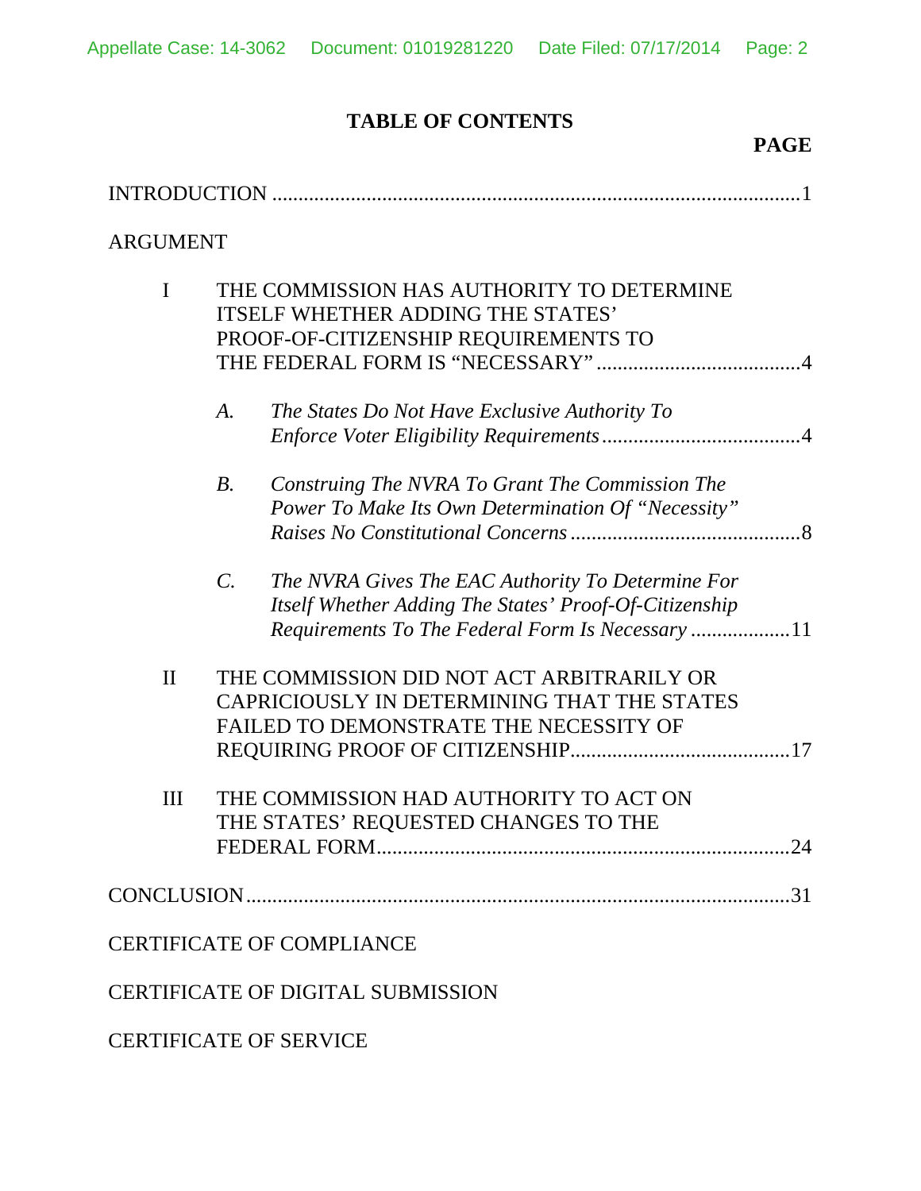## TABLE OF CONTENTS

**PAGE**

INTRODUCTION .....................................................................................................1

ARGUMENT

I THE COMMISSION HAS AUTHORITY TO DETERMINE ITSELF WHETHER ADDING THE STATES' PROOF-OF-CITIZENSHIP REQUIREMENTS TO THE FEDERAL FORM IS "NECESSARY" .......................................4

*A. The States Do Not Have Exclusive Authority To Enforce Voter Eligibility Requirements* ......................................4

*B. Construing The NVRA To Grant The Commission The Power To Make Its Own Determination Of "Necessity" Raises No Constitutional Concerns* ............................................8

*C. The NVRA Gives The EAC Authority To Determine For Itself Whether Adding The States' Proof-Of-Citizenship Requirements To The Federal Form Is Necessary* ...................11

II THE COMMISSION DID NOT ACT ARBITRARILY OR CAPRICIOUSLY IN DETERMINING THAT THE STATES FAILED TO DEMONSTRATE THE NECESSITY OF REQUIRING PROOF OF CITIZENSHIP..........................................17

III THE COMMISSION HAD AUTHORITY TO ACT ON THE STATES' REQUESTED CHANGES TO THE FEDERAL FORM...............................................................................24

CONCLUSION.......................................................................................................31

CERTIFICATE OF COMPLIANCE

CERTIFICATE OF DIGITAL SUBMISSION

CERTIFICATE OF SERVICE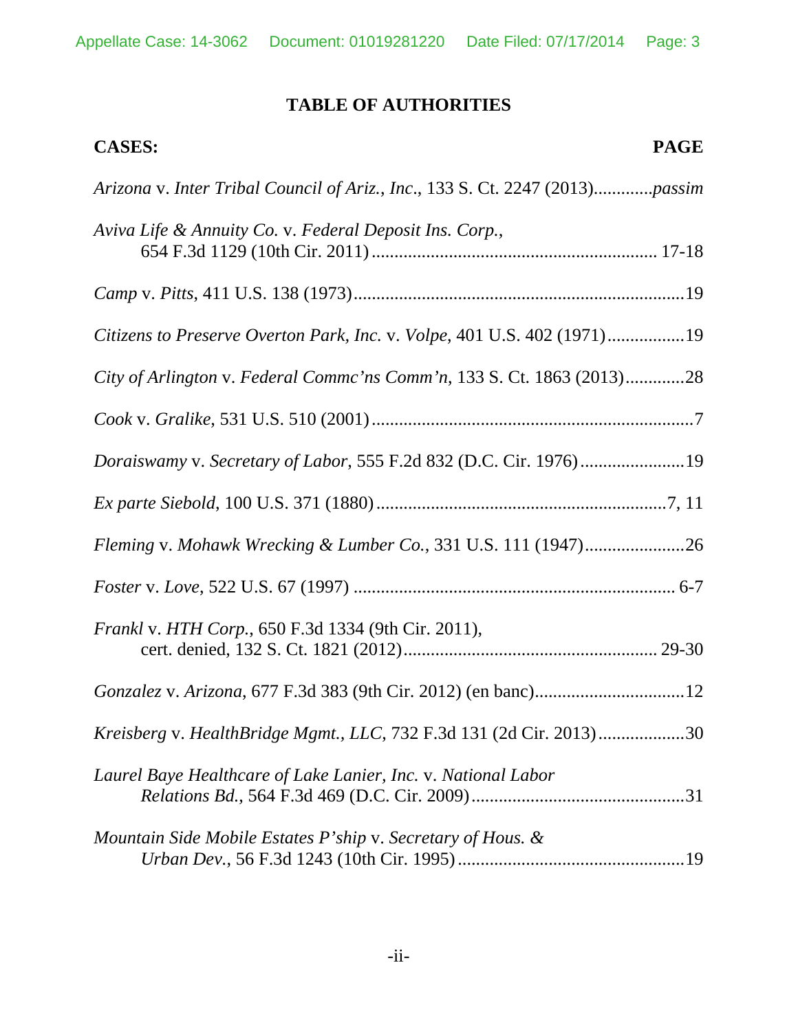# TABLE OF AUTHORITIES

| **CASES:** | **PAGE** |
|---|---|
| *Arizona* v. *Inter Tribal Council of Ariz., Inc*., 133 S. Ct. 2247 (2013) | *passim* |
| *Aviva Life & Annuity Co.* v. *Federal Deposit Ins. Corp.*, 654 F.3d 1129 (10th Cir. 2011) | 17-18 |
| *Camp* v. *Pitts*, 411 U.S. 138 (1973) | 19 |
| *Citizens to Preserve Overton Park, Inc.* v. *Volpe*, 401 U.S. 402 (1971) | 19 |
| *City of Arlington* v. *Federal Commc'ns Comm'n*, 133 S. Ct. 1863 (2013) | 28 |
| *Cook* v. *Gralike*, 531 U.S. 510 (2001) | 7 |
| *Doraiswamy* v. *Secretary of Labor*, 555 F.2d 832 (D.C. Cir. 1976) | 19 |
| *Ex parte Siebold*, 100 U.S. 371 (1880) | 7, 11 |
| *Fleming* v. *Mohawk Wrecking & Lumber Co.*, 331 U.S. 111 (1947) | 26 |
| *Foster* v. *Love*, 522 U.S. 67 (1997) | 6-7 |
| *Frankl* v. *HTH Corp.*, 650 F.3d 1334 (9th Cir. 2011), cert. denied, 132 S. Ct. 1821 (2012) | 29-30 |
| *Gonzalez* v. *Arizona*, 677 F.3d 383 (9th Cir. 2012) (en banc) | 12 |
| *Kreisberg* v. *HealthBridge Mgmt., LLC*, 732 F.3d 131 (2d Cir. 2013) | 30 |
| *Laurel Baye Healthcare of Lake Lanier, Inc.* v. *National Labor Relations Bd.*, 564 F.3d 469 (D.C. Cir. 2009) | 31 |
| *Mountain Side Mobile Estates P'ship* v. *Secretary of Hous. & Urban Dev.*, 56 F.3d 1243 (10th Cir. 1995) | 19 |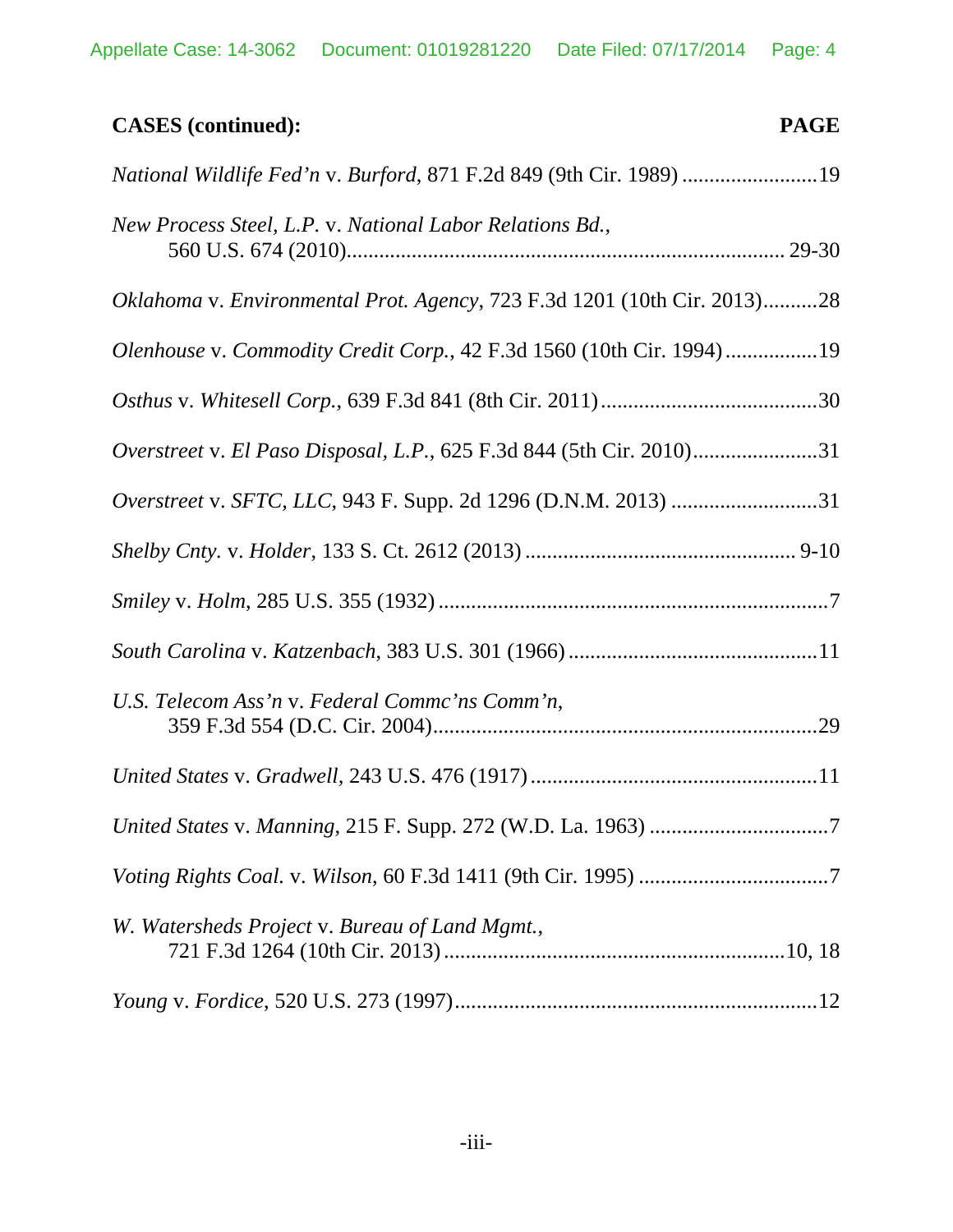**CASES (continued):** **PAGE**

*National Wildlife Fed'n* v. *Burford*, 871 F.2d 849 (9th Cir. 1989) .........................19

*New Process Steel, L.P.* v. *National Labor Relations Bd.*, 560 U.S. 674 (2010)............................................................................. 29-30

*Oklahoma* v. *Environmental Prot. Agency*, 723 F.3d 1201 (10th Cir. 2013)..........28

*Olenhouse* v. *Commodity Credit Corp.*, 42 F.3d 1560 (10th Cir. 1994) .................19

*Osthus* v. *Whitesell Corp.*, 639 F.3d 841 (8th Cir. 2011) ........................................30

*Overstreet* v. *El Paso Disposal, L.P.*, 625 F.3d 844 (5th Cir. 2010).......................31

*Overstreet* v. *SFTC, LLC*, 943 F. Supp. 2d 1296 (D.N.M. 2013) ...........................31

*Shelby Cnty.* v. *Holder*, 133 S. Ct. 2612 (2013) .................................................. 9-10

*Smiley* v. *Holm*, 285 U.S. 355 (1932) .......................................................................7

*South Carolina* v. *Katzenbach*, 383 U.S. 301 (1966) ..............................................11

*U.S. Telecom Ass'n* v. *Federal Commc'ns Comm'n*, 359 F.3d 554 (D.C. Cir. 2004).....................................................................29

*United States* v. *Gradwell*, 243 U.S. 476 (1917) .....................................................11

*United States* v. *Manning*, 215 F. Supp. 272 (W.D. La. 1963) .................................7

*Voting Rights Coal.* v. *Wilson*, 60 F.3d 1411 (9th Cir. 1995) ...................................7

*W. Watersheds Project* v. *Bureau of Land Mgmt.*, 721 F.3d 1264 (10th Cir. 2013) ..............................................................10, 18

*Young* v. *Fordice*, 520 U.S. 273 (1997)...................................................................12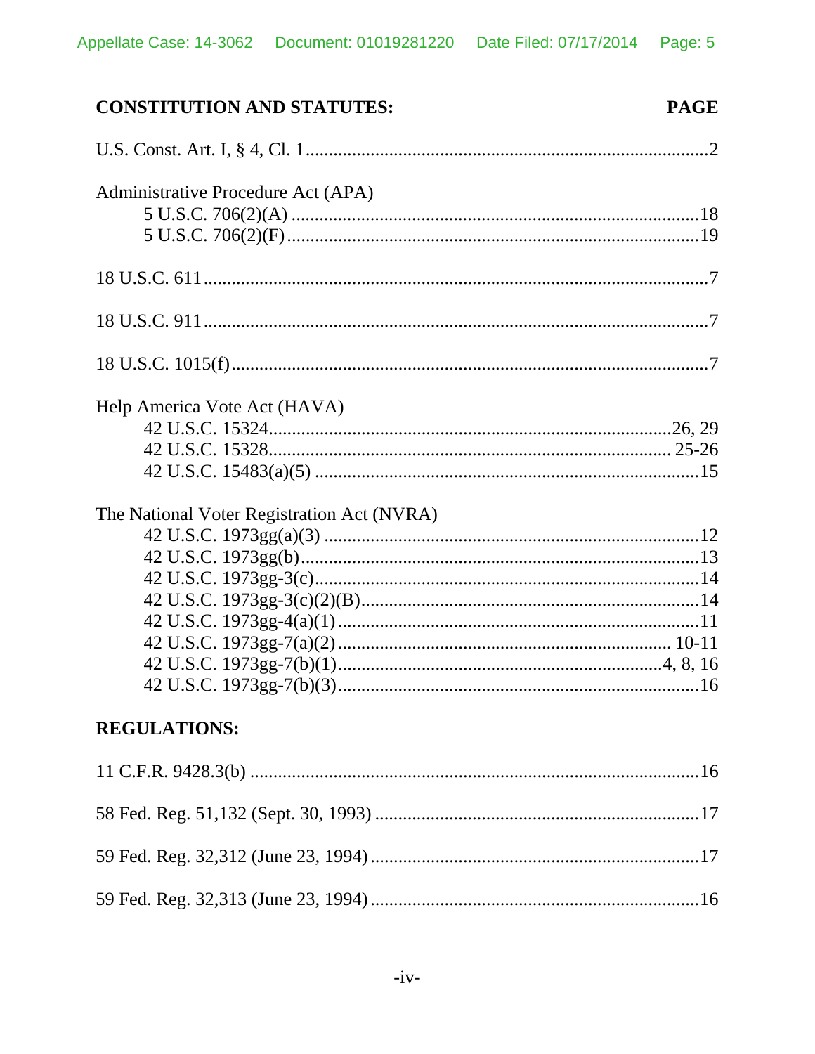**CONSTITUTION AND STATUTES:** **PAGE**

U.S. Const. Art. I, § 4, Cl. 1 ........................................................................................2

Administrative Procedure Act (APA)
- 5 U.S.C. 706(2)(A) ..........................................................................................18
- 5 U.S.C. 706(2)(F) ...........................................................................................19

18 U.S.C. 611 ..............................................................................................................7

18 U.S.C. 911 ..............................................................................................................7

18 U.S.C. 1015(f) ........................................................................................................7

Help America Vote Act (HAVA)
- 42 U.S.C. 15324.........................................................................................26, 29
- 42 U.S.C. 15328........................................................................................ 25-26
- 42 U.S.C. 15483(a)(5) ....................................................................................15

The National Voter Registration Act (NVRA)
- 42 U.S.C. 1973gg(a)(3) ...................................................................................12
- 42 U.S.C. 1973gg(b).......................................................................................13
- 42 U.S.C. 1973gg-3(c)....................................................................................14
- 42 U.S.C. 1973gg-3(c)(2)(B)..........................................................................14
- 42 U.S.C. 1973gg-4(a)(1) ...............................................................................11
- 42 U.S.C. 1973gg-7(a)(2) ......................................................................... 10-11
- 42 U.S.C. 1973gg-7(b)(1).......................................................................4, 8, 16
- 42 U.S.C. 1973gg-7(b)(3)...............................................................................16

**REGULATIONS:**

11 C.F.R. 9428.3(b) ...................................................................................................16

58 Fed. Reg. 51,132 (Sept. 30, 1993) .......................................................................17

59 Fed. Reg. 32,312 (June 23, 1994) ........................................................................17

59 Fed. Reg. 32,313 (June 23, 1994) ........................................................................16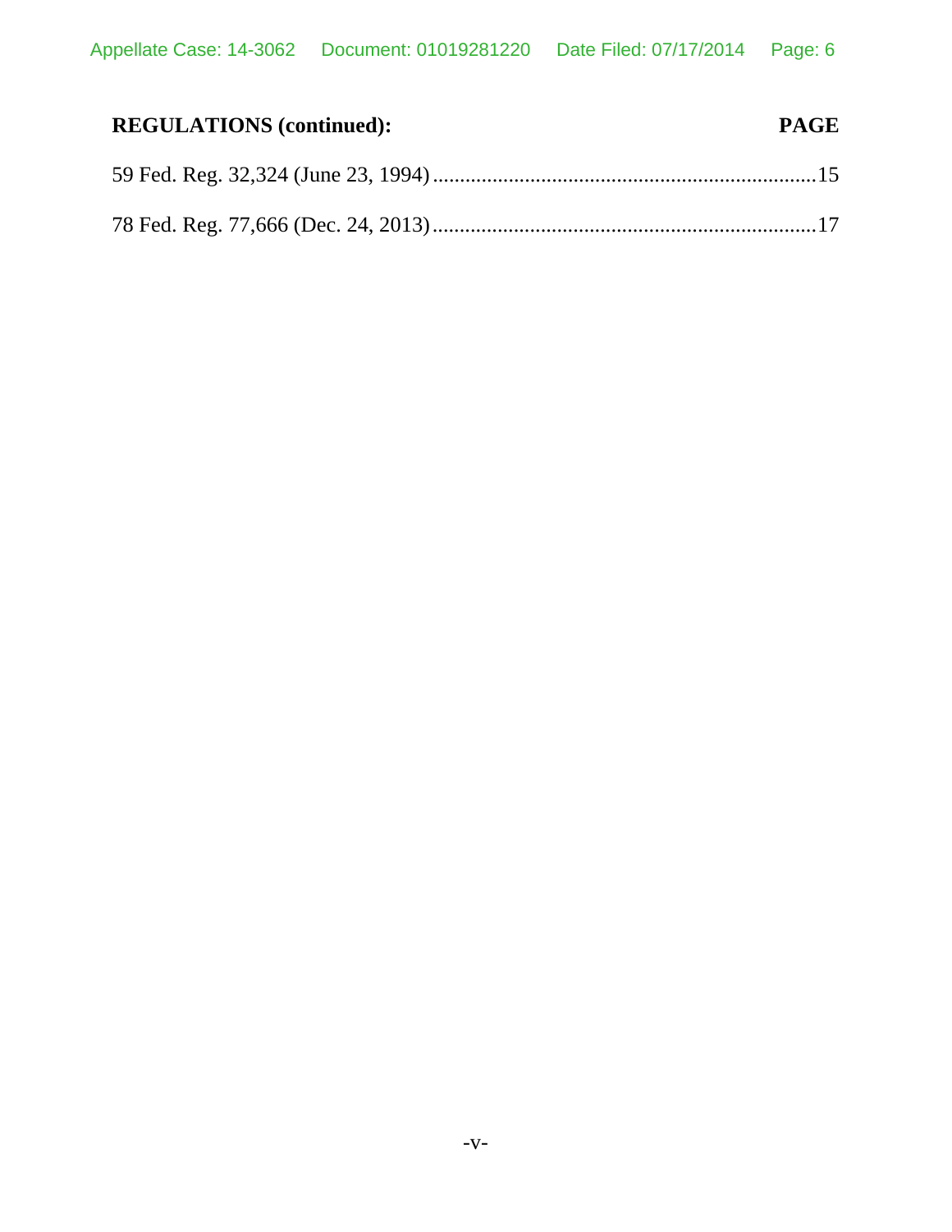**REGULATIONS (continued):** **PAGE**

59 Fed. Reg. 32,324 (June 23, 1994) .......................................................................15

78 Fed. Reg. 77,666 (Dec. 24, 2013) .......................................................................17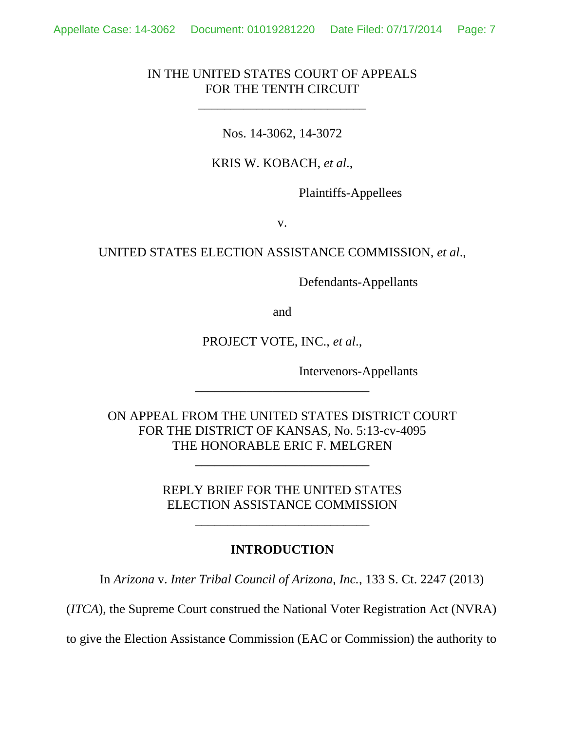IN THE UNITED STATES COURT OF APPEALS
FOR THE TENTH CIRCUIT

\_\_\_\_\_\_\_\_\_\_\_\_\_\_\_\_\_\_\_\_\_\_\_\_\_\_

Nos. 14-3062, 14-3072

KRIS W. KOBACH, *et al*.,

Plaintiffs-Appellees

v.

UNITED STATES ELECTION ASSISTANCE COMMISSION, *et al*.,

Defendants-Appellants

and

PROJECT VOTE, INC., *et al*.,

Intervenors-Appellants

\_\_\_\_\_\_\_\_\_\_\_\_\_\_\_\_\_\_\_\_\_\_\_\_\_\_

ON APPEAL FROM THE UNITED STATES DISTRICT COURT
FOR THE DISTRICT OF KANSAS, No. 5:13-cv-4095
THE HONORABLE ERIC F. MELGREN

\_\_\_\_\_\_\_\_\_\_\_\_\_\_\_\_\_\_\_\_\_\_\_\_\_\_

REPLY BRIEF FOR THE UNITED STATES
ELECTION ASSISTANCE COMMISSION

\_\_\_\_\_\_\_\_\_\_\_\_\_\_\_\_\_\_\_\_\_\_\_\_\_\_

## INTRODUCTION

In *Arizona* v. *Inter Tribal Council of Arizona, Inc.*, 133 S. Ct. 2247 (2013) (*ITCA*), the Supreme Court construed the National Voter Registration Act (NVRA) to give the Election Assistance Commission (EAC or Commission) the authority to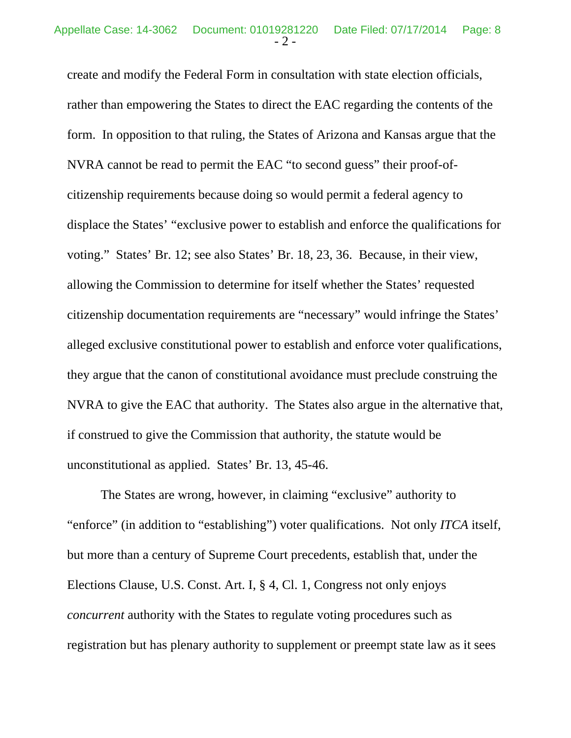create and modify the Federal Form in consultation with state election officials, rather than empowering the States to direct the EAC regarding the contents of the form. In opposition to that ruling, the States of Arizona and Kansas argue that the NVRA cannot be read to permit the EAC "to second guess" their proof-of-citizenship requirements because doing so would permit a federal agency to displace the States' "exclusive power to establish and enforce the qualifications for voting." States' Br. 12; see also States' Br. 18, 23, 36. Because, in their view, allowing the Commission to determine for itself whether the States' requested citizenship documentation requirements are "necessary" would infringe the States' alleged exclusive constitutional power to establish and enforce voter qualifications, they argue that the canon of constitutional avoidance must preclude construing the NVRA to give the EAC that authority. The States also argue in the alternative that, if construed to give the Commission that authority, the statute would be unconstitutional as applied. States' Br. 13, 45-46.

The States are wrong, however, in claiming "exclusive" authority to "enforce" (in addition to "establishing") voter qualifications. Not only *ITCA* itself, but more than a century of Supreme Court precedents, establish that, under the Elections Clause, U.S. Const. Art. I, § 4, Cl. 1, Congress not only enjoys *concurrent* authority with the States to regulate voting procedures such as registration but has plenary authority to supplement or preempt state law as it sees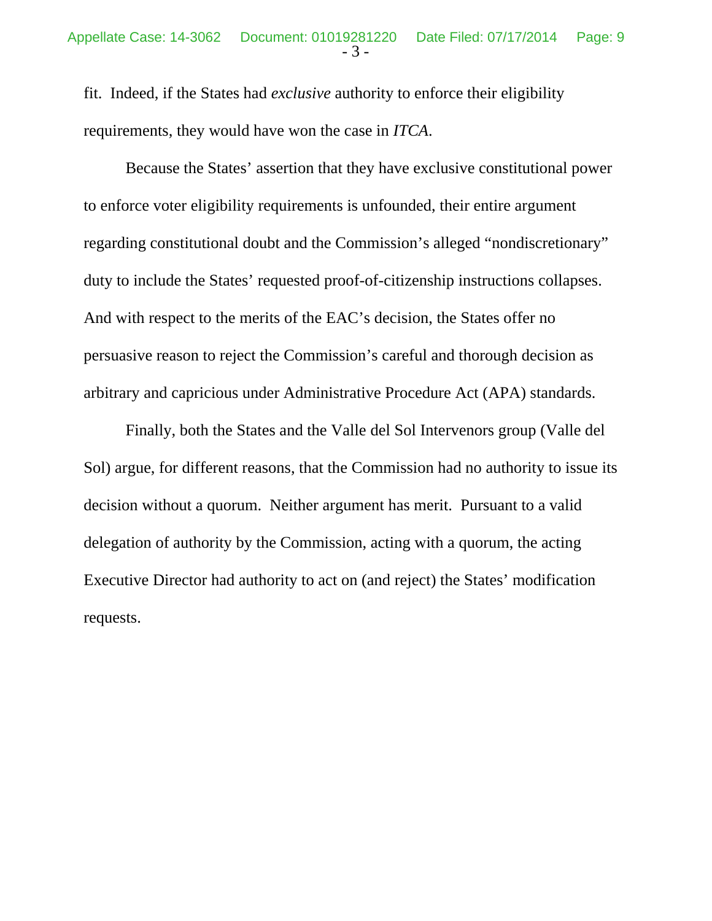fit. Indeed, if the States had *exclusive* authority to enforce their eligibility requirements, they would have won the case in *ITCA*.

Because the States' assertion that they have exclusive constitutional power to enforce voter eligibility requirements is unfounded, their entire argument regarding constitutional doubt and the Commission's alleged "nondiscretionary" duty to include the States' requested proof-of-citizenship instructions collapses. And with respect to the merits of the EAC's decision, the States offer no persuasive reason to reject the Commission's careful and thorough decision as arbitrary and capricious under Administrative Procedure Act (APA) standards.

Finally, both the States and the Valle del Sol Intervenors group (Valle del Sol) argue, for different reasons, that the Commission had no authority to issue its decision without a quorum. Neither argument has merit. Pursuant to a valid delegation of authority by the Commission, acting with a quorum, the acting Executive Director had authority to act on (and reject) the States' modification requests.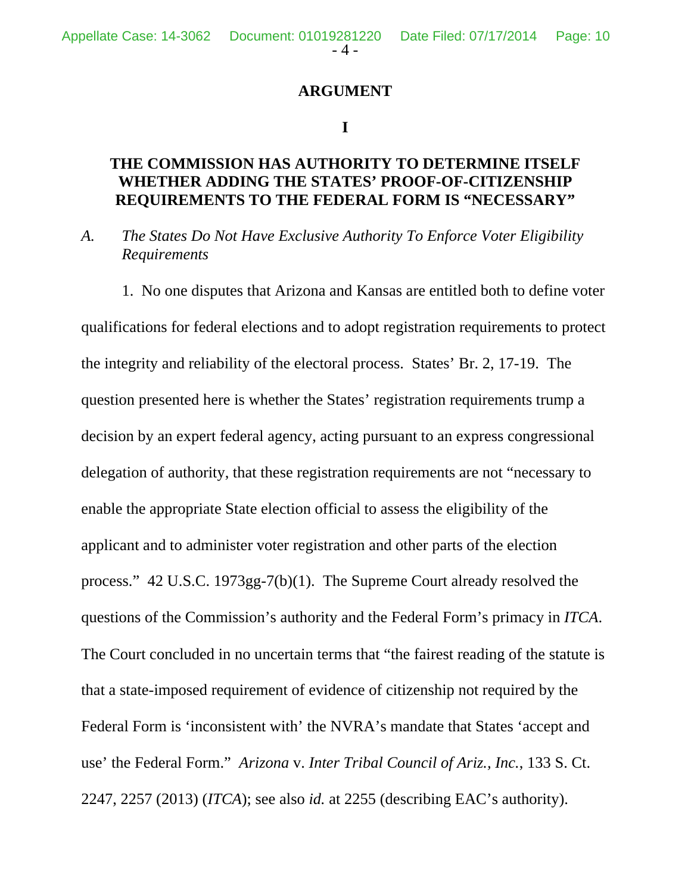## ARGUMENT

### I

### THE COMMISSION HAS AUTHORITY TO DETERMINE ITSELF WHETHER ADDING THE STATES' PROOF-OF-CITIZENSHIP REQUIREMENTS TO THE FEDERAL FORM IS "NECESSARY"

*A. The States Do Not Have Exclusive Authority To Enforce Voter Eligibility Requirements*

1. No one disputes that Arizona and Kansas are entitled both to define voter qualifications for federal elections and to adopt registration requirements to protect the integrity and reliability of the electoral process. States' Br. 2, 17-19. The question presented here is whether the States' registration requirements trump a decision by an expert federal agency, acting pursuant to an express congressional delegation of authority, that these registration requirements are not "necessary to enable the appropriate State election official to assess the eligibility of the applicant and to administer voter registration and other parts of the election process." 42 U.S.C. 1973gg-7(b)(1). The Supreme Court already resolved the questions of the Commission's authority and the Federal Form's primacy in *ITCA*. The Court concluded in no uncertain terms that "the fairest reading of the statute is that a state-imposed requirement of evidence of citizenship not required by the Federal Form is 'inconsistent with' the NVRA's mandate that States 'accept and use' the Federal Form." *Arizona* v. *Inter Tribal Council of Ariz., Inc.*, 133 S. Ct. 2247, 2257 (2013) (*ITCA*); see also *id.* at 2255 (describing EAC's authority).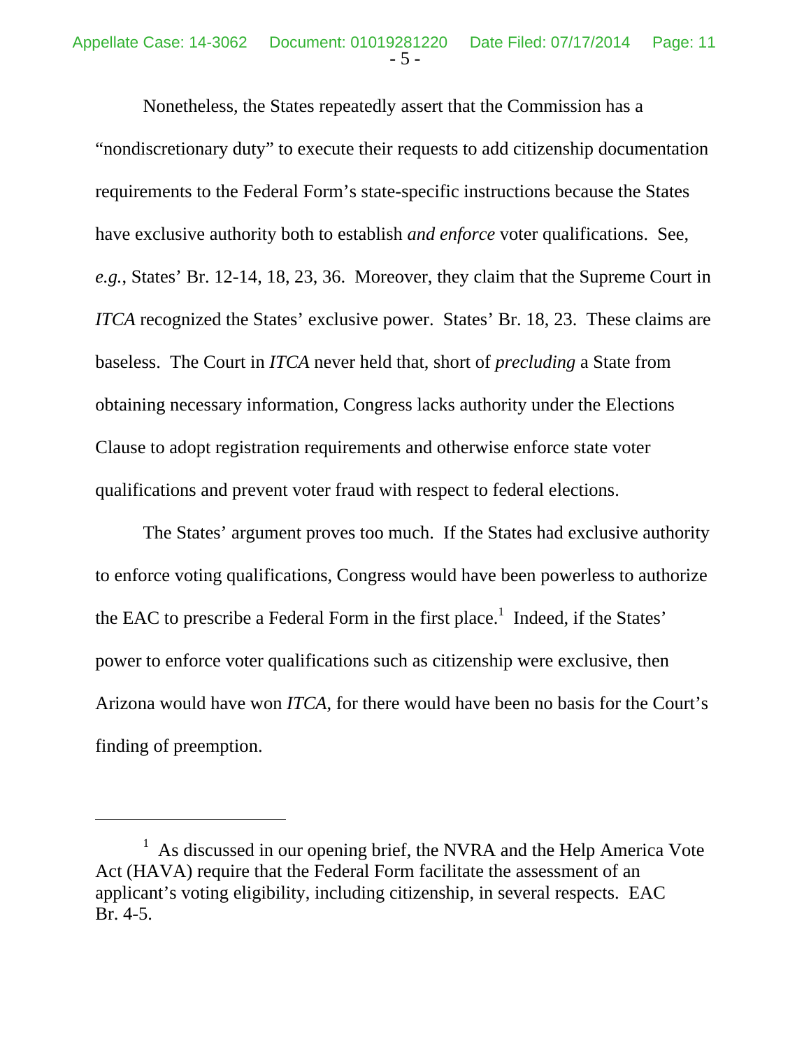Nonetheless, the States repeatedly assert that the Commission has a "nondiscretionary duty" to execute their requests to add citizenship documentation requirements to the Federal Form's state-specific instructions because the States have exclusive authority both to establish *and enforce* voter qualifications. See, *e.g.*, States' Br. 12-14, 18, 23, 36. Moreover, they claim that the Supreme Court in *ITCA* recognized the States' exclusive power. States' Br. 18, 23. These claims are baseless. The Court in *ITCA* never held that, short of *precluding* a State from obtaining necessary information, Congress lacks authority under the Elections Clause to adopt registration requirements and otherwise enforce state voter qualifications and prevent voter fraud with respect to federal elections.

The States' argument proves too much. If the States had exclusive authority to enforce voting qualifications, Congress would have been powerless to authorize the EAC to prescribe a Federal Form in the first place.[1] Indeed, if the States' power to enforce voter qualifications such as citizenship were exclusive, then Arizona would have won *ITCA*, for there would have been no basis for the Court's finding of preemption.

---

[1] As discussed in our opening brief, the NVRA and the Help America Vote Act (HAVA) require that the Federal Form facilitate the assessment of an applicant's voting eligibility, including citizenship, in several respects. EAC Br. 4-5.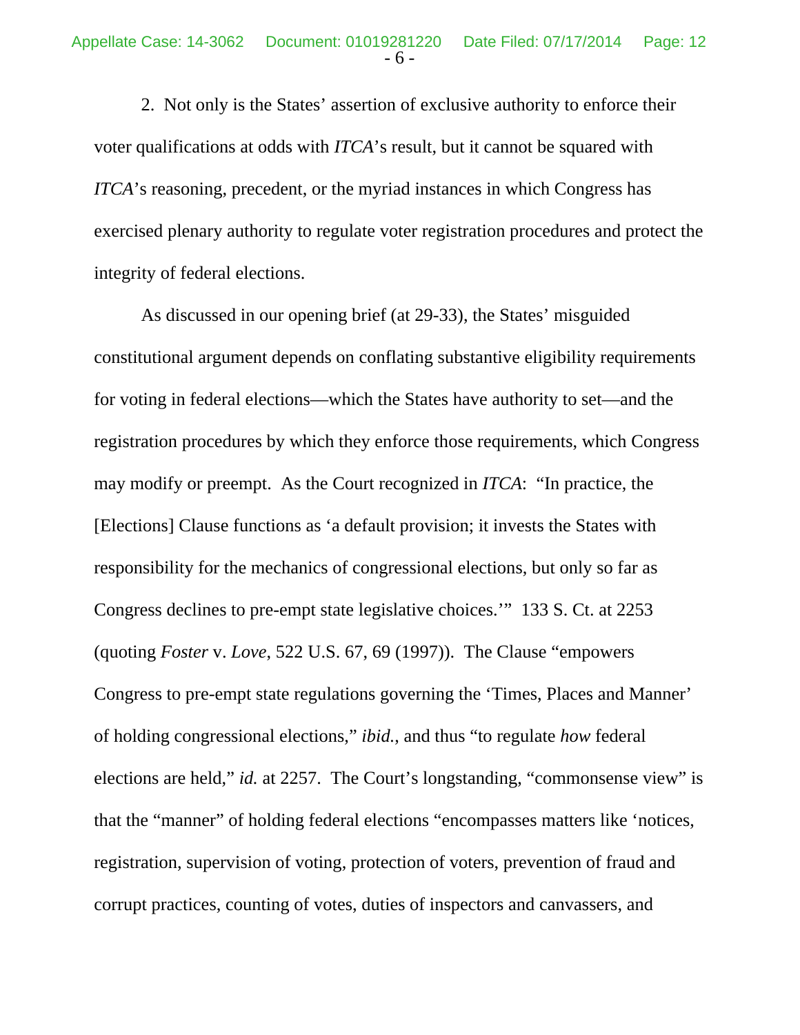2. Not only is the States' assertion of exclusive authority to enforce their voter qualifications at odds with *ITCA*'s result, but it cannot be squared with *ITCA*'s reasoning, precedent, or the myriad instances in which Congress has exercised plenary authority to regulate voter registration procedures and protect the integrity of federal elections.

As discussed in our opening brief (at 29-33), the States' misguided constitutional argument depends on conflating substantive eligibility requirements for voting in federal elections—which the States have authority to set—and the registration procedures by which they enforce those requirements, which Congress may modify or preempt. As the Court recognized in *ITCA*: "In practice, the [Elections] Clause functions as 'a default provision; it invests the States with responsibility for the mechanics of congressional elections, but only so far as Congress declines to pre-empt state legislative choices.'" 133 S. Ct. at 2253 (quoting *Foster* v. *Love*, 522 U.S. 67, 69 (1997)). The Clause "empowers Congress to pre-empt state regulations governing the 'Times, Places and Manner' of holding congressional elections," *ibid.*, and thus "to regulate *how* federal elections are held," *id.* at 2257. The Court's longstanding, "commonsense view" is that the "manner" of holding federal elections "encompasses matters like 'notices, registration, supervision of voting, protection of voters, prevention of fraud and corrupt practices, counting of votes, duties of inspectors and canvassers, and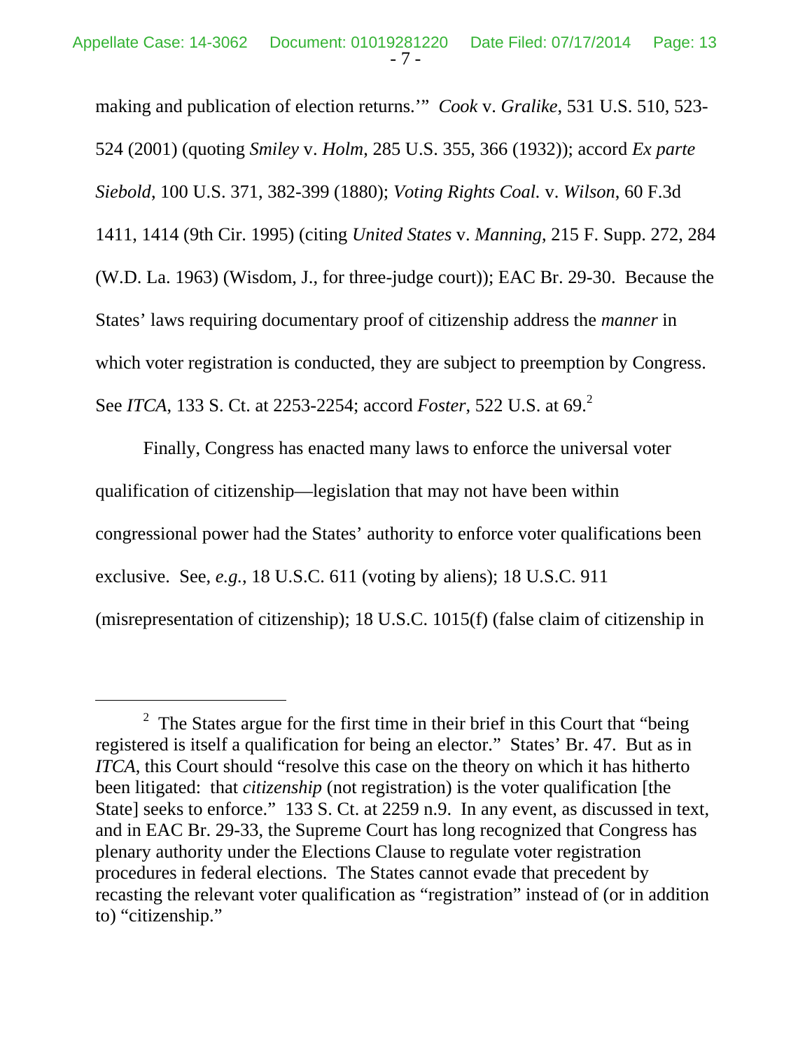making and publication of election returns.'" *Cook* v. *Gralike*, 531 U.S. 510, 523-524 (2001) (quoting *Smiley* v. *Holm*, 285 U.S. 355, 366 (1932)); accord *Ex parte Siebold*, 100 U.S. 371, 382-399 (1880); *Voting Rights Coal.* v. *Wilson*, 60 F.3d 1411, 1414 (9th Cir. 1995) (citing *United States* v. *Manning*, 215 F. Supp. 272, 284 (W.D. La. 1963) (Wisdom, J., for three-judge court)); EAC Br. 29-30. Because the States' laws requiring documentary proof of citizenship address the *manner* in which voter registration is conducted, they are subject to preemption by Congress. See *ITCA*, 133 S. Ct. at 2253-2254; accord *Foster*, 522 U.S. at 69.[2]

Finally, Congress has enacted many laws to enforce the universal voter qualification of citizenship—legislation that may not have been within congressional power had the States' authority to enforce voter qualifications been exclusive. See, *e.g.*, 18 U.S.C. 611 (voting by aliens); 18 U.S.C. 911 (misrepresentation of citizenship); 18 U.S.C. 1015(f) (false claim of citizenship in

---

[2] The States argue for the first time in their brief in this Court that "being registered is itself a qualification for being an elector." States' Br. 47. But as in *ITCA*, this Court should "resolve this case on the theory on which it has hitherto been litigated: that *citizenship* (not registration) is the voter qualification [the State] seeks to enforce." 133 S. Ct. at 2259 n.9. In any event, as discussed in text, and in EAC Br. 29-33, the Supreme Court has long recognized that Congress has plenary authority under the Elections Clause to regulate voter registration procedures in federal elections. The States cannot evade that precedent by recasting the relevant voter qualification as "registration" instead of (or in addition to) "citizenship."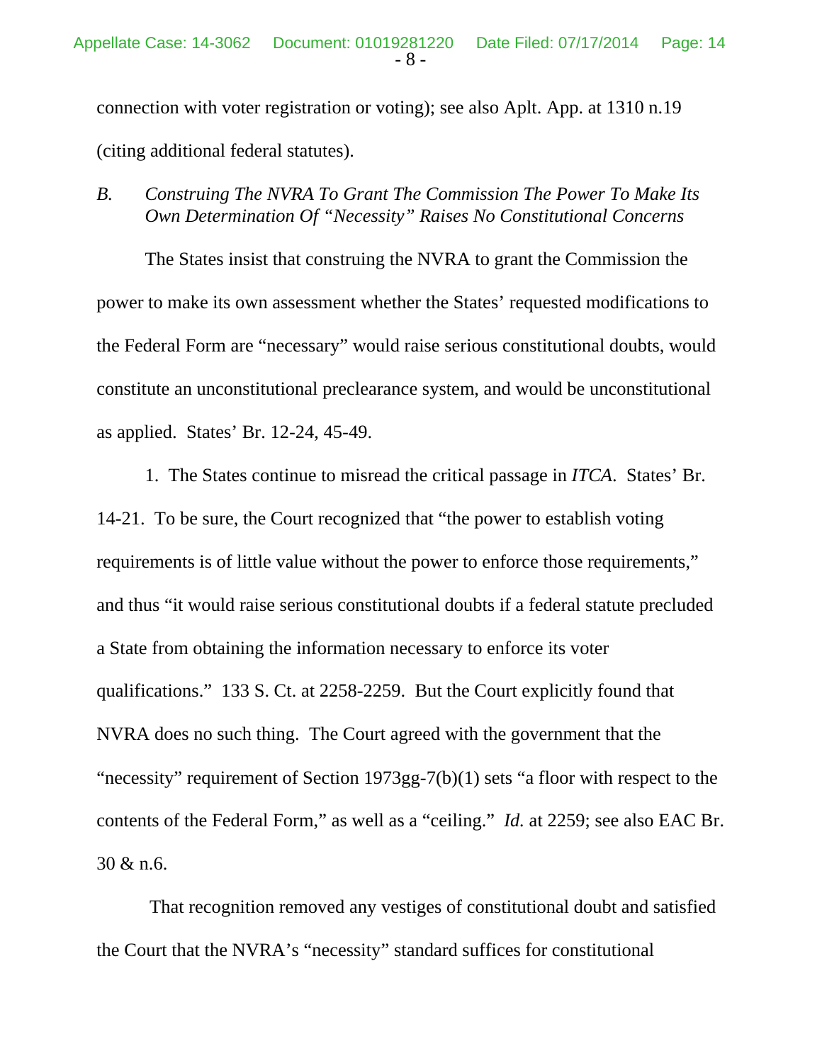connection with voter registration or voting); see also Aplt. App. at 1310 n.19 (citing additional federal statutes).

*B. Construing The NVRA To Grant The Commission The Power To Make Its Own Determination Of "Necessity" Raises No Constitutional Concerns*

The States insist that construing the NVRA to grant the Commission the power to make its own assessment whether the States' requested modifications to the Federal Form are "necessary" would raise serious constitutional doubts, would constitute an unconstitutional preclearance system, and would be unconstitutional as applied. States' Br. 12-24, 45-49.

1. The States continue to misread the critical passage in *ITCA*. States' Br. 14-21. To be sure, the Court recognized that "the power to establish voting requirements is of little value without the power to enforce those requirements," and thus "it would raise serious constitutional doubts if a federal statute precluded a State from obtaining the information necessary to enforce its voter qualifications." 133 S. Ct. at 2258-2259. But the Court explicitly found that NVRA does no such thing. The Court agreed with the government that the "necessity" requirement of Section 1973gg-7(b)(1) sets "a floor with respect to the contents of the Federal Form," as well as a "ceiling." *Id.* at 2259; see also EAC Br. 30 & n.6.

That recognition removed any vestiges of constitutional doubt and satisfied the Court that the NVRA's "necessity" standard suffices for constitutional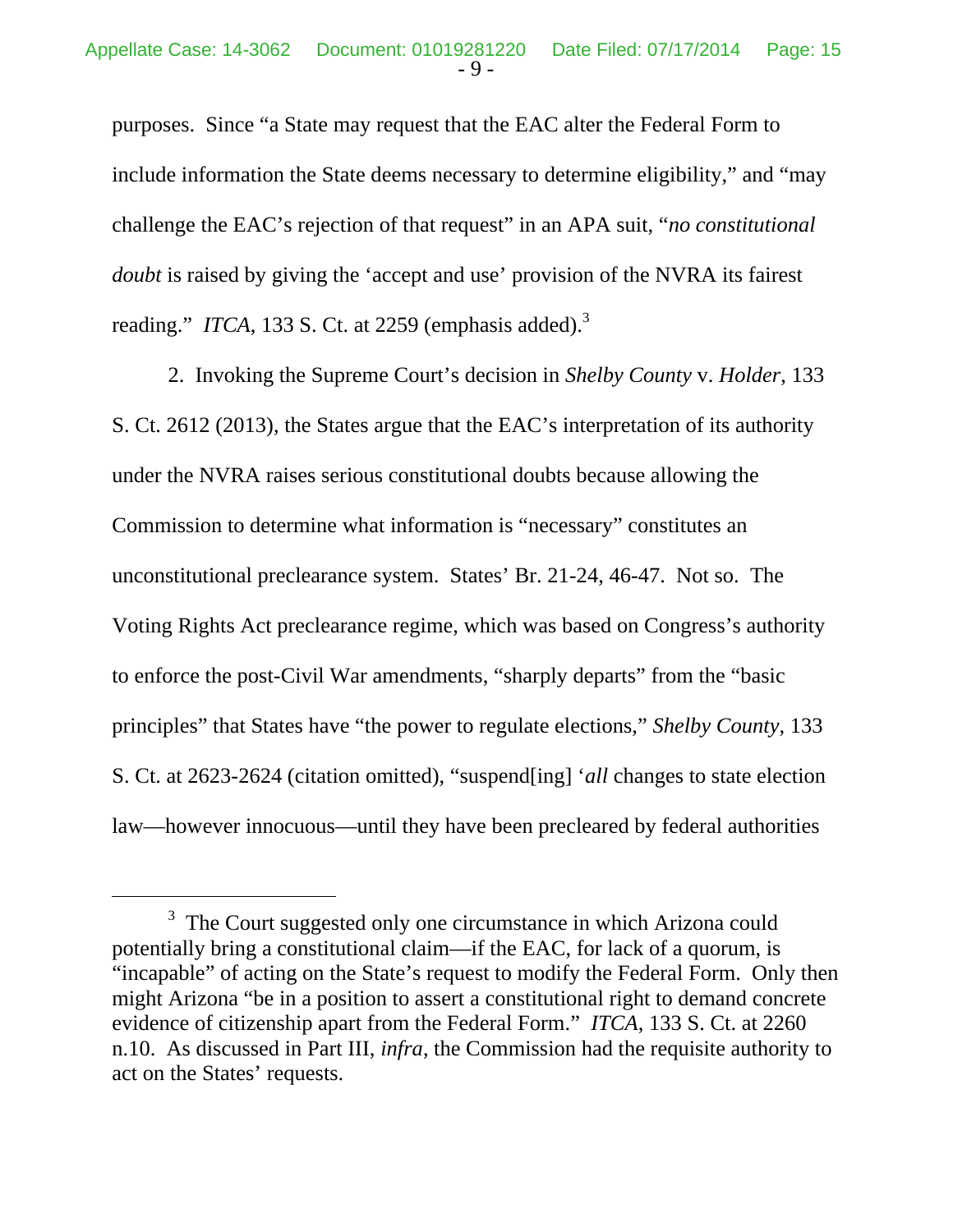purposes. Since "a State may request that the EAC alter the Federal Form to include information the State deems necessary to determine eligibility," and "may challenge the EAC's rejection of that request" in an APA suit, "*no constitutional doubt* is raised by giving the 'accept and use' provision of the NVRA its fairest reading." *ITCA*, 133 S. Ct. at 2259 (emphasis added).[3]

2. Invoking the Supreme Court's decision in *Shelby County* v. *Holder*, 133 S. Ct. 2612 (2013), the States argue that the EAC's interpretation of its authority under the NVRA raises serious constitutional doubts because allowing the Commission to determine what information is "necessary" constitutes an unconstitutional preclearance system. States' Br. 21-24, 46-47. Not so. The Voting Rights Act preclearance regime, which was based on Congress's authority to enforce the post-Civil War amendments, "sharply departs" from the "basic principles" that States have "the power to regulate elections," *Shelby County*, 133 S. Ct. at 2623-2624 (citation omitted), "suspend[ing] '*all* changes to state election law—however innocuous—until they have been precleared by federal authorities

[3] The Court suggested only one circumstance in which Arizona could potentially bring a constitutional claim—if the EAC, for lack of a quorum, is "incapable" of acting on the State's request to modify the Federal Form. Only then might Arizona "be in a position to assert a constitutional right to demand concrete evidence of citizenship apart from the Federal Form." *ITCA*, 133 S. Ct. at 2260 n.10. As discussed in Part III, *infra*, the Commission had the requisite authority to act on the States' requests.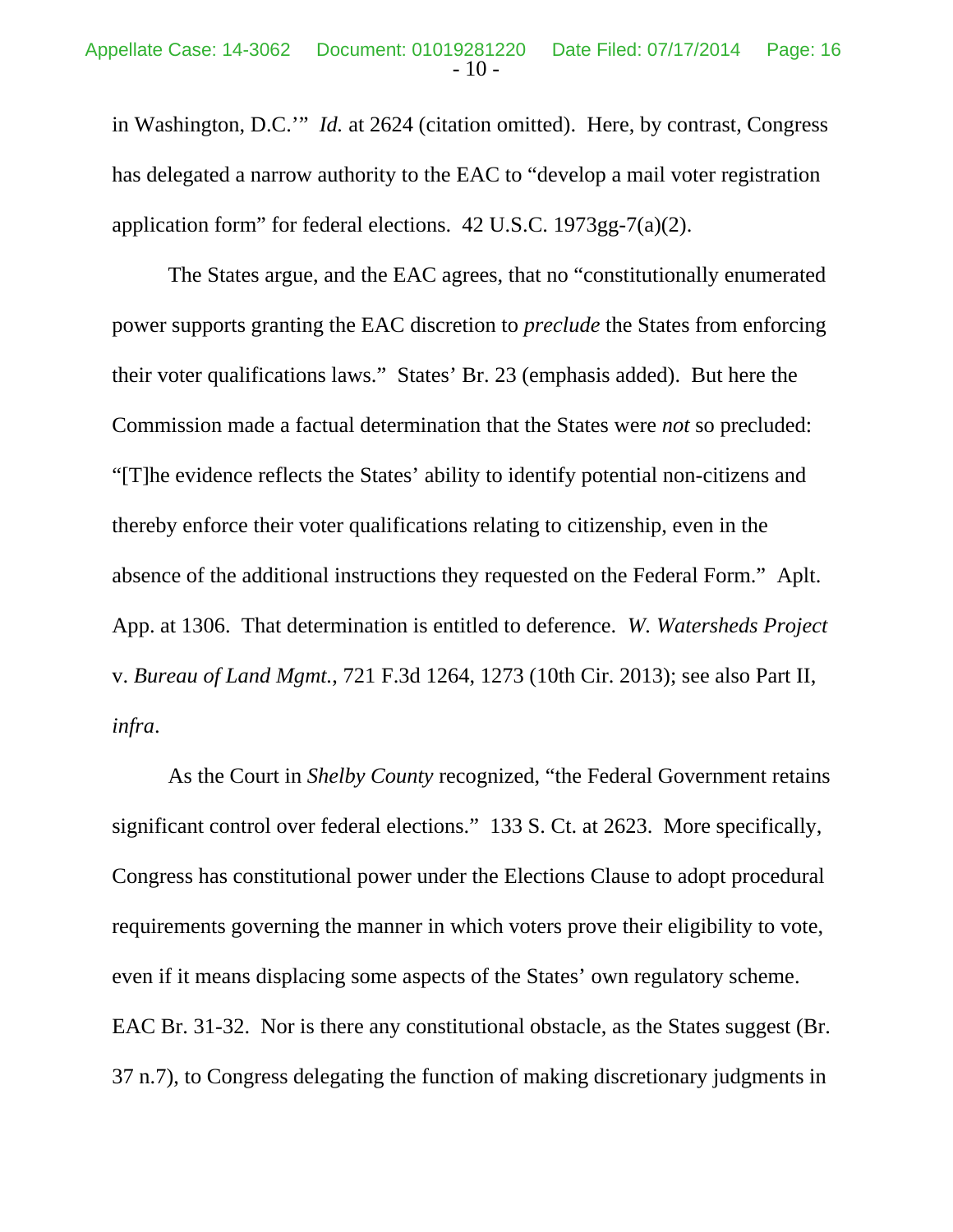in Washington, D.C.'" *Id.* at 2624 (citation omitted). Here, by contrast, Congress has delegated a narrow authority to the EAC to "develop a mail voter registration application form" for federal elections. 42 U.S.C. 1973gg-7(a)(2).

The States argue, and the EAC agrees, that no "constitutionally enumerated power supports granting the EAC discretion to *preclude* the States from enforcing their voter qualifications laws." States' Br. 23 (emphasis added). But here the Commission made a factual determination that the States were *not* so precluded: "[T]he evidence reflects the States' ability to identify potential non-citizens and thereby enforce their voter qualifications relating to citizenship, even in the absence of the additional instructions they requested on the Federal Form." Aplt. App. at 1306. That determination is entitled to deference. *W. Watersheds Project* v. *Bureau of Land Mgmt.*, 721 F.3d 1264, 1273 (10th Cir. 2013); see also Part II, *infra*.

As the Court in *Shelby County* recognized, "the Federal Government retains significant control over federal elections." 133 S. Ct. at 2623. More specifically, Congress has constitutional power under the Elections Clause to adopt procedural requirements governing the manner in which voters prove their eligibility to vote, even if it means displacing some aspects of the States' own regulatory scheme. EAC Br. 31-32. Nor is there any constitutional obstacle, as the States suggest (Br. 37 n.7), to Congress delegating the function of making discretionary judgments in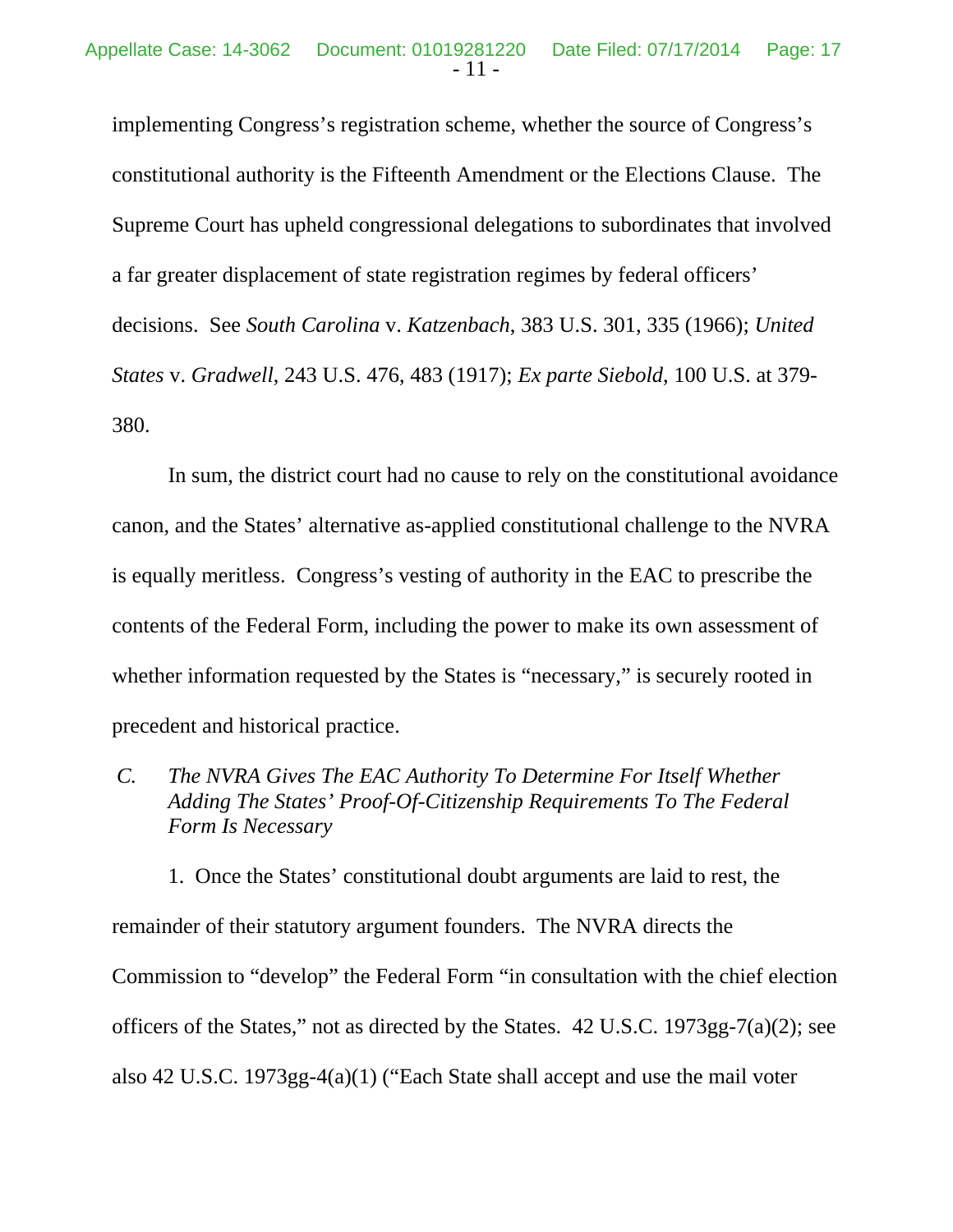implementing Congress's registration scheme, whether the source of Congress's constitutional authority is the Fifteenth Amendment or the Elections Clause. The Supreme Court has upheld congressional delegations to subordinates that involved a far greater displacement of state registration regimes by federal officers' decisions. See *South Carolina* v. *Katzenbach*, 383 U.S. 301, 335 (1966); *United States* v. *Gradwell*, 243 U.S. 476, 483 (1917); *Ex parte Siebold*, 100 U.S. at 379-380.

In sum, the district court had no cause to rely on the constitutional avoidance canon, and the States' alternative as-applied constitutional challenge to the NVRA is equally meritless. Congress's vesting of authority in the EAC to prescribe the contents of the Federal Form, including the power to make its own assessment of whether information requested by the States is "necessary," is securely rooted in precedent and historical practice.

### *C. The NVRA Gives The EAC Authority To Determine For Itself Whether Adding The States' Proof-Of-Citizenship Requirements To The Federal Form Is Necessary*

1. Once the States' constitutional doubt arguments are laid to rest, the remainder of their statutory argument founders. The NVRA directs the Commission to "develop" the Federal Form "in consultation with the chief election officers of the States," not as directed by the States. 42 U.S.C. 1973gg-7(a)(2); see also 42 U.S.C. 1973gg-4(a)(1) ("Each State shall accept and use the mail voter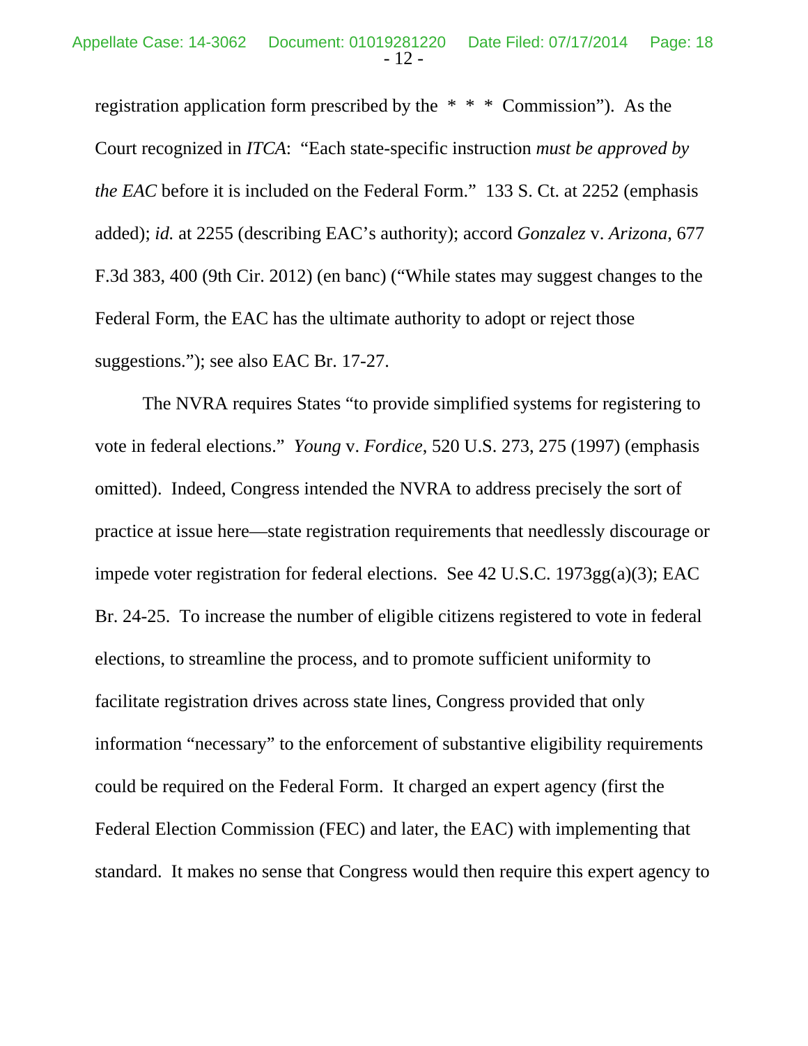registration application form prescribed by the * * * Commission"). As the Court recognized in *ITCA*: "Each state-specific instruction *must be approved by the EAC* before it is included on the Federal Form." 133 S. Ct. at 2252 (emphasis added); *id.* at 2255 (describing EAC's authority); accord *Gonzalez* v. *Arizona*, 677 F.3d 383, 400 (9th Cir. 2012) (en banc) ("While states may suggest changes to the Federal Form, the EAC has the ultimate authority to adopt or reject those suggestions."); see also EAC Br. 17-27.

The NVRA requires States "to provide simplified systems for registering to vote in federal elections." *Young* v. *Fordice*, 520 U.S. 273, 275 (1997) (emphasis omitted). Indeed, Congress intended the NVRA to address precisely the sort of practice at issue here—state registration requirements that needlessly discourage or impede voter registration for federal elections. See 42 U.S.C. 1973gg(a)(3); EAC Br. 24-25. To increase the number of eligible citizens registered to vote in federal elections, to streamline the process, and to promote sufficient uniformity to facilitate registration drives across state lines, Congress provided that only information "necessary" to the enforcement of substantive eligibility requirements could be required on the Federal Form. It charged an expert agency (first the Federal Election Commission (FEC) and later, the EAC) with implementing that standard. It makes no sense that Congress would then require this expert agency to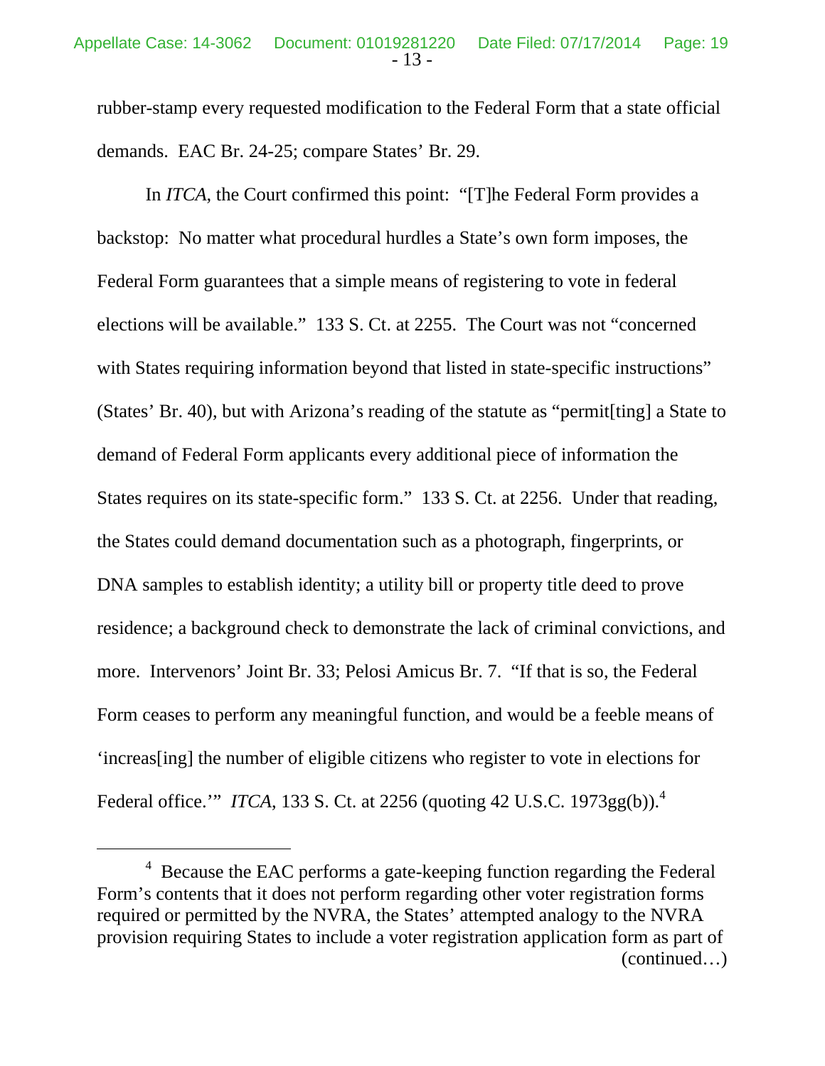rubber-stamp every requested modification to the Federal Form that a state official demands. EAC Br. 24-25; compare States' Br. 29.

In *ITCA*, the Court confirmed this point: "[T]he Federal Form provides a backstop: No matter what procedural hurdles a State's own form imposes, the Federal Form guarantees that a simple means of registering to vote in federal elections will be available." 133 S. Ct. at 2255. The Court was not "concerned with States requiring information beyond that listed in state-specific instructions" (States' Br. 40), but with Arizona's reading of the statute as "permit[ting] a State to demand of Federal Form applicants every additional piece of information the States requires on its state-specific form." 133 S. Ct. at 2256. Under that reading, the States could demand documentation such as a photograph, fingerprints, or DNA samples to establish identity; a utility bill or property title deed to prove residence; a background check to demonstrate the lack of criminal convictions, and more. Intervenors' Joint Br. 33; Pelosi Amicus Br. 7. "If that is so, the Federal Form ceases to perform any meaningful function, and would be a feeble means of 'increas[ing] the number of eligible citizens who register to vote in elections for Federal office.'" *ITCA*, 133 S. Ct. at 2256 (quoting 42 U.S.C. 1973gg(b)).[4]

---

[4] Because the EAC performs a gate-keeping function regarding the Federal Form's contents that it does not perform regarding other voter registration forms required or permitted by the NVRA, the States' attempted analogy to the NVRA provision requiring States to include a voter registration application form as part of (continued…)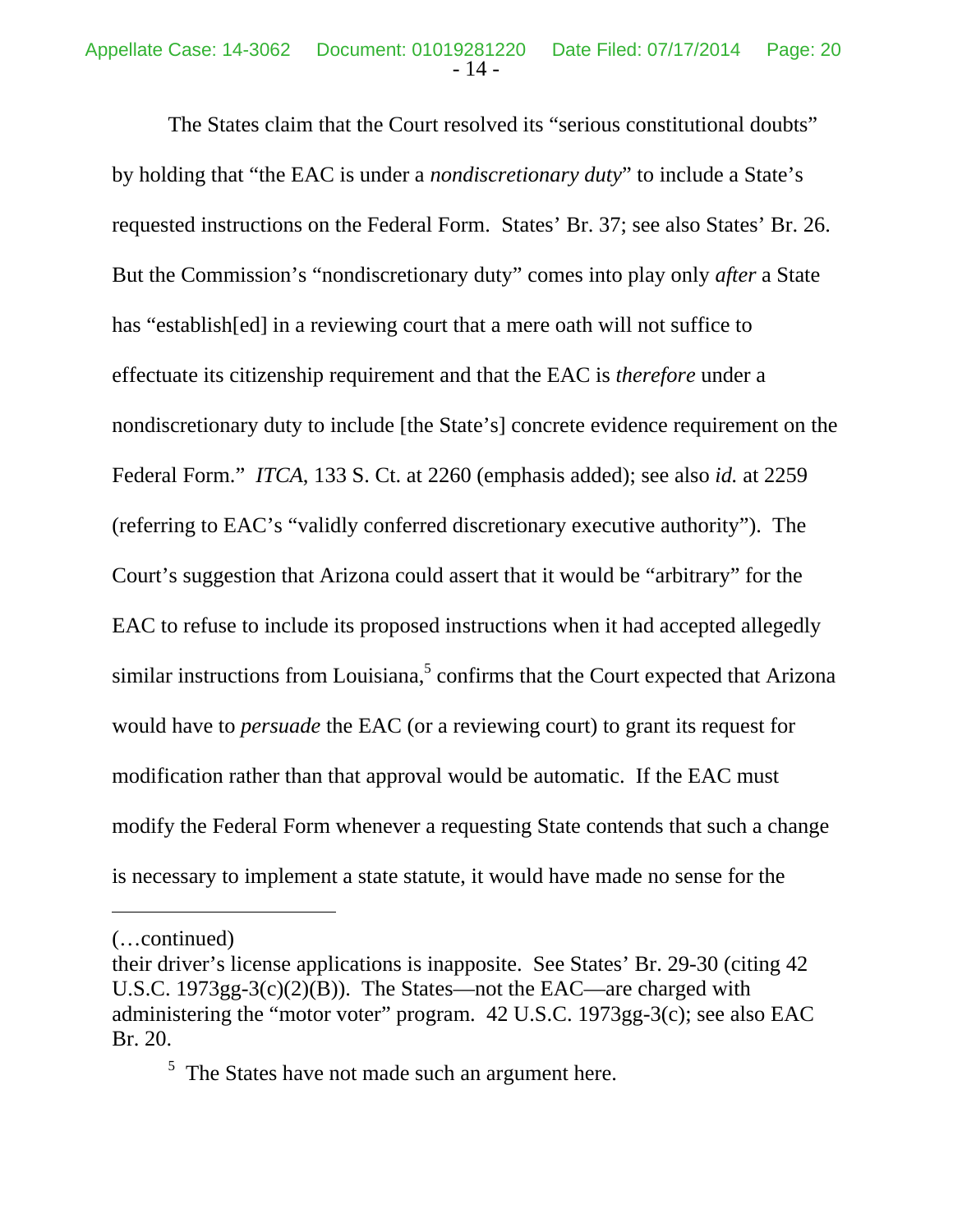The States claim that the Court resolved its "serious constitutional doubts" by holding that "the EAC is under a *nondiscretionary duty*" to include a State's requested instructions on the Federal Form. States' Br. 37; see also States' Br. 26. But the Commission's "nondiscretionary duty" comes into play only *after* a State has "establish[ed] in a reviewing court that a mere oath will not suffice to effectuate its citizenship requirement and that the EAC is *therefore* under a nondiscretionary duty to include [the State's] concrete evidence requirement on the Federal Form." *ITCA*, 133 S. Ct. at 2260 (emphasis added); see also *id.* at 2259 (referring to EAC's "validly conferred discretionary executive authority"). The Court's suggestion that Arizona could assert that it would be "arbitrary" for the EAC to refuse to include its proposed instructions when it had accepted allegedly similar instructions from Louisiana,[5] confirms that the Court expected that Arizona would have to *persuade* the EAC (or a reviewing court) to grant its request for modification rather than that approval would be automatic. If the EAC must modify the Federal Form whenever a requesting State contends that such a change is necessary to implement a state statute, it would have made no sense for the

---

(…continued)
their driver's license applications is inapposite. See States' Br. 29-30 (citing 42 U.S.C. 1973gg-3(c)(2)(B)). The States—not the EAC—are charged with administering the "motor voter" program. 42 U.S.C. 1973gg-3(c); see also EAC Br. 20.

[5] The States have not made such an argument here.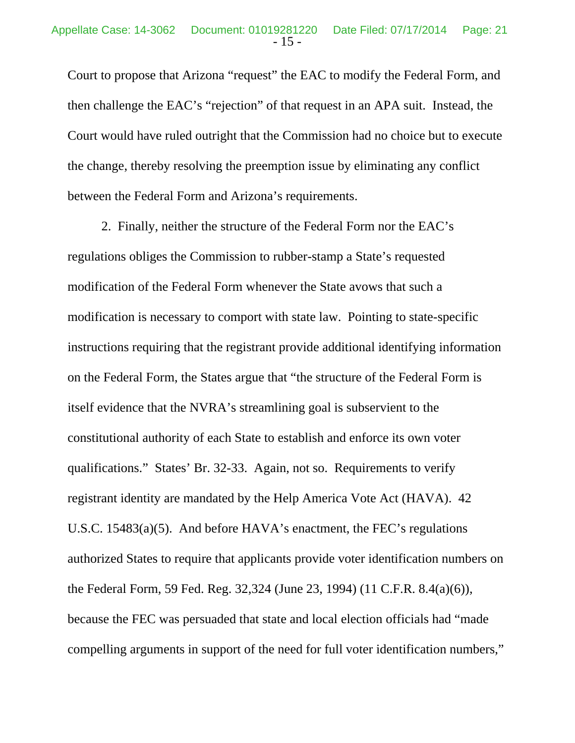Court to propose that Arizona "request" the EAC to modify the Federal Form, and then challenge the EAC's "rejection" of that request in an APA suit. Instead, the Court would have ruled outright that the Commission had no choice but to execute the change, thereby resolving the preemption issue by eliminating any conflict between the Federal Form and Arizona's requirements.

2. Finally, neither the structure of the Federal Form nor the EAC's regulations obliges the Commission to rubber-stamp a State's requested modification of the Federal Form whenever the State avows that such a modification is necessary to comport with state law. Pointing to state-specific instructions requiring that the registrant provide additional identifying information on the Federal Form, the States argue that "the structure of the Federal Form is itself evidence that the NVRA's streamlining goal is subservient to the constitutional authority of each State to establish and enforce its own voter qualifications." States' Br. 32-33. Again, not so. Requirements to verify registrant identity are mandated by the Help America Vote Act (HAVA). 42 U.S.C. 15483(a)(5). And before HAVA's enactment, the FEC's regulations authorized States to require that applicants provide voter identification numbers on the Federal Form, 59 Fed. Reg. 32,324 (June 23, 1994) (11 C.F.R. 8.4(a)(6)), because the FEC was persuaded that state and local election officials had "made compelling arguments in support of the need for full voter identification numbers,"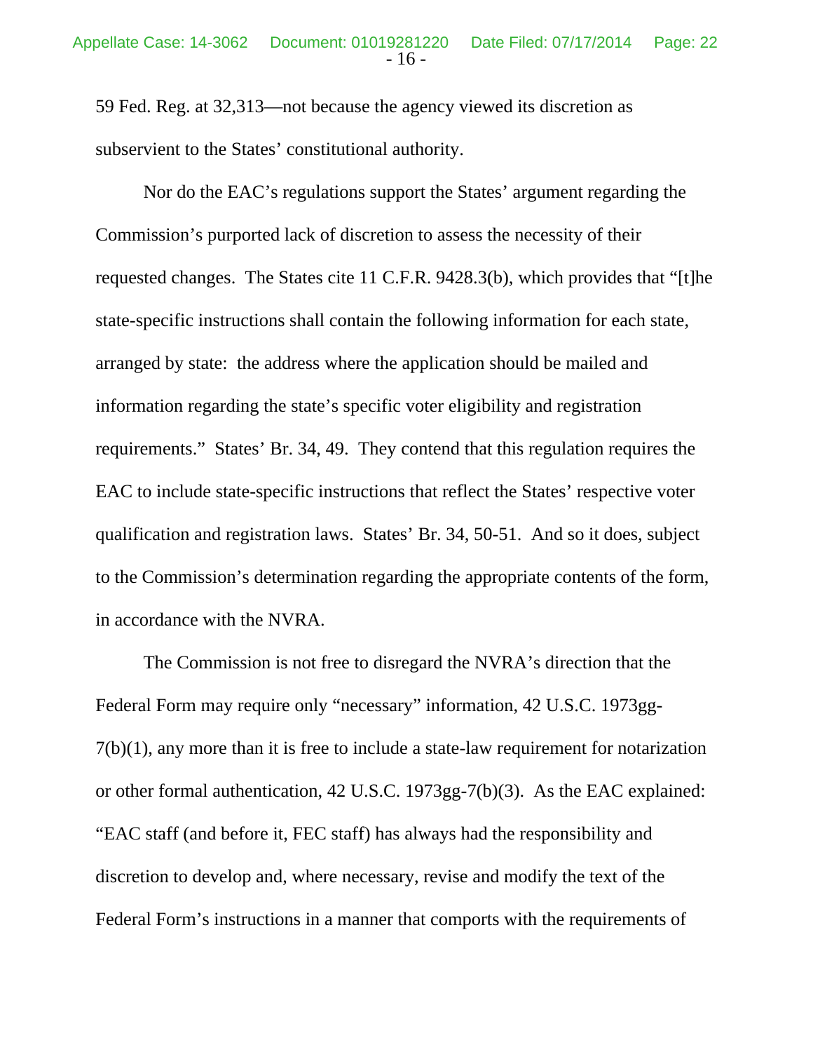59 Fed. Reg. at 32,313—not because the agency viewed its discretion as subservient to the States' constitutional authority.

Nor do the EAC's regulations support the States' argument regarding the Commission's purported lack of discretion to assess the necessity of their requested changes. The States cite 11 C.F.R. 9428.3(b), which provides that "[t]he state-specific instructions shall contain the following information for each state, arranged by state: the address where the application should be mailed and information regarding the state's specific voter eligibility and registration requirements." States' Br. 34, 49. They contend that this regulation requires the EAC to include state-specific instructions that reflect the States' respective voter qualification and registration laws. States' Br. 34, 50-51. And so it does, subject to the Commission's determination regarding the appropriate contents of the form, in accordance with the NVRA.

The Commission is not free to disregard the NVRA's direction that the Federal Form may require only "necessary" information, 42 U.S.C. 1973gg-7(b)(1), any more than it is free to include a state-law requirement for notarization or other formal authentication, 42 U.S.C. 1973gg-7(b)(3). As the EAC explained: "EAC staff (and before it, FEC staff) has always had the responsibility and discretion to develop and, where necessary, revise and modify the text of the Federal Form's instructions in a manner that comports with the requirements of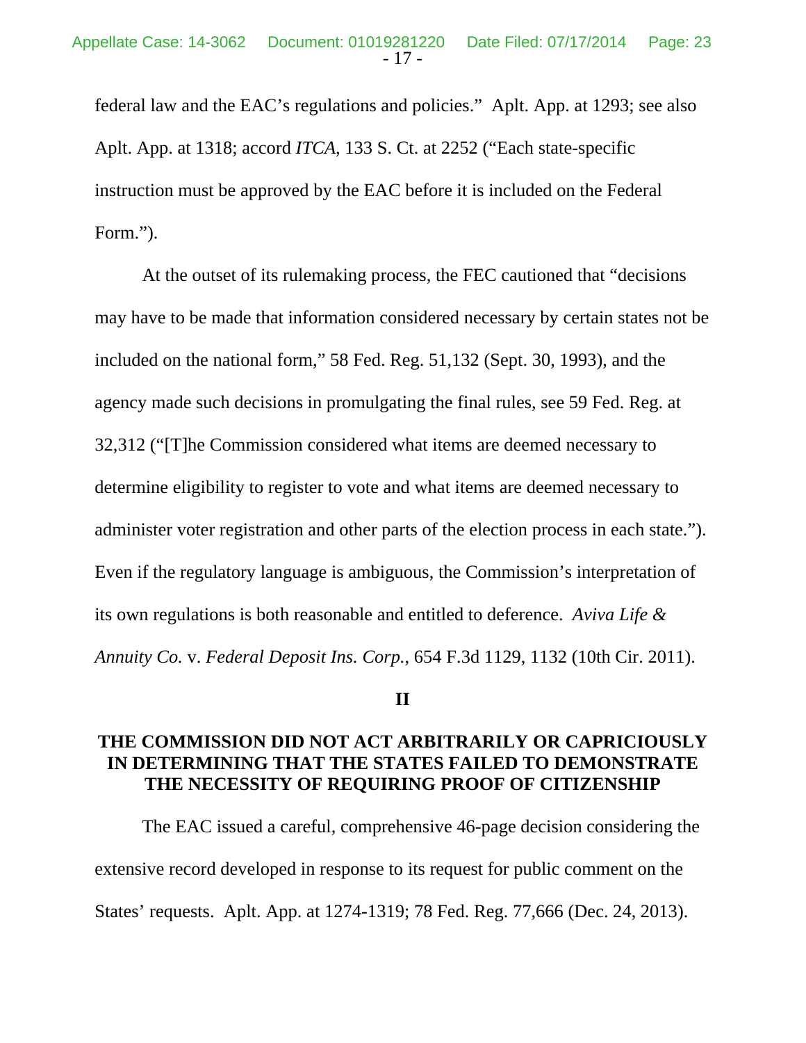federal law and the EAC's regulations and policies." Aplt. App. at 1293; see also Aplt. App. at 1318; accord *ITCA*, 133 S. Ct. at 2252 ("Each state-specific instruction must be approved by the EAC before it is included on the Federal Form.").

At the outset of its rulemaking process, the FEC cautioned that "decisions may have to be made that information considered necessary by certain states not be included on the national form," 58 Fed. Reg. 51,132 (Sept. 30, 1993), and the agency made such decisions in promulgating the final rules, see 59 Fed. Reg. at 32,312 ("[T]he Commission considered what items are deemed necessary to determine eligibility to register to vote and what items are deemed necessary to administer voter registration and other parts of the election process in each state."). Even if the regulatory language is ambiguous, the Commission's interpretation of its own regulations is both reasonable and entitled to deference. *Aviva Life & Annuity Co.* v. *Federal Deposit Ins. Corp.*, 654 F.3d 1129, 1132 (10th Cir. 2011).

## II

## THE COMMISSION DID NOT ACT ARBITRARILY OR CAPRICIOUSLY IN DETERMINING THAT THE STATES FAILED TO DEMONSTRATE THE NECESSITY OF REQUIRING PROOF OF CITIZENSHIP

The EAC issued a careful, comprehensive 46-page decision considering the extensive record developed in response to its request for public comment on the States' requests. Aplt. App. at 1274-1319; 78 Fed. Reg. 77,666 (Dec. 24, 2013).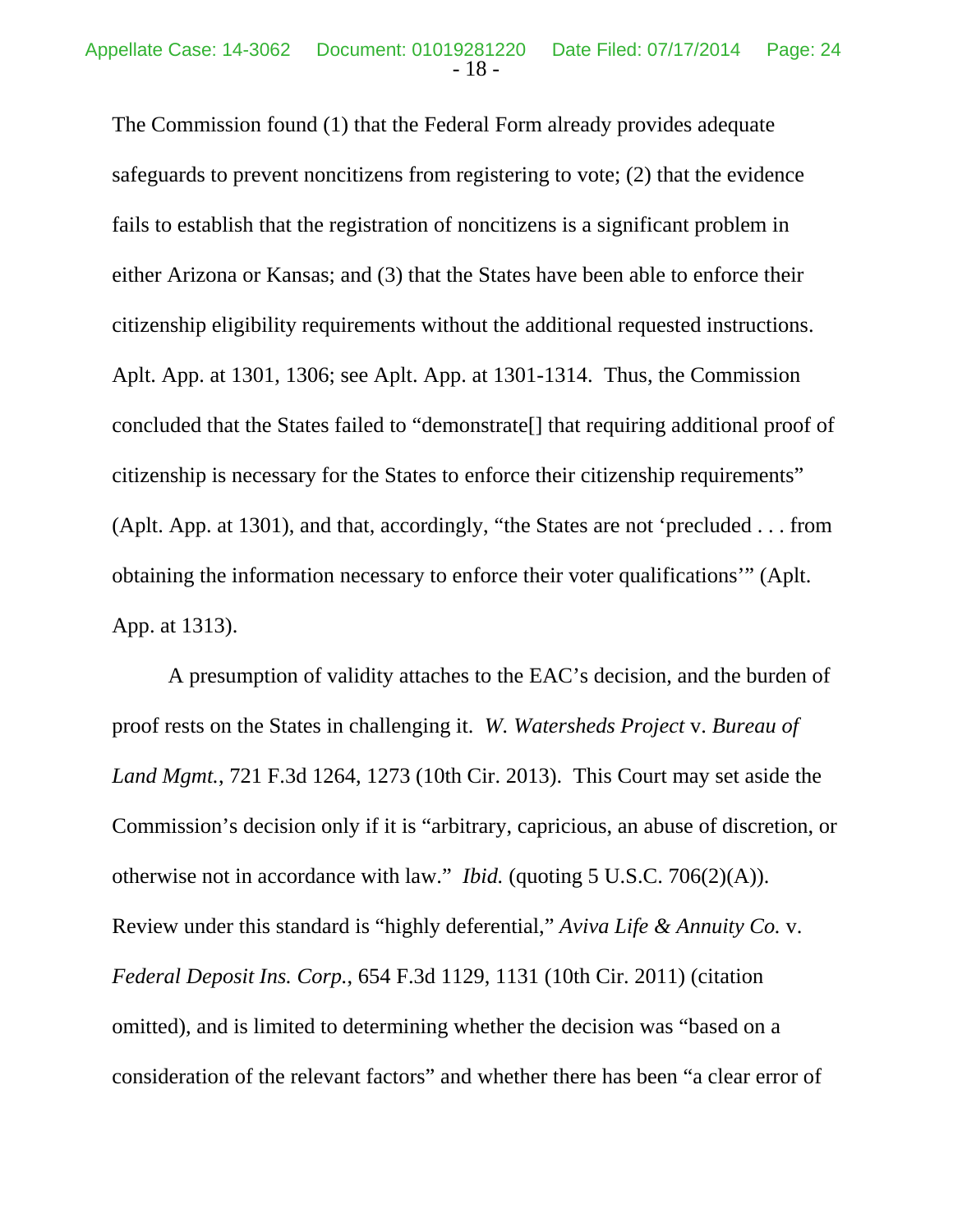The Commission found (1) that the Federal Form already provides adequate safeguards to prevent noncitizens from registering to vote; (2) that the evidence fails to establish that the registration of noncitizens is a significant problem in either Arizona or Kansas; and (3) that the States have been able to enforce their citizenship eligibility requirements without the additional requested instructions. Aplt. App. at 1301, 1306; see Aplt. App. at 1301-1314. Thus, the Commission concluded that the States failed to "demonstrate[] that requiring additional proof of citizenship is necessary for the States to enforce their citizenship requirements" (Aplt. App. at 1301), and that, accordingly, "the States are not 'precluded . . . from obtaining the information necessary to enforce their voter qualifications'" (Aplt. App. at 1313).

A presumption of validity attaches to the EAC's decision, and the burden of proof rests on the States in challenging it. *W. Watersheds Project* v. *Bureau of Land Mgmt.*, 721 F.3d 1264, 1273 (10th Cir. 2013). This Court may set aside the Commission's decision only if it is "arbitrary, capricious, an abuse of discretion, or otherwise not in accordance with law." *Ibid.* (quoting 5 U.S.C. 706(2)(A)). Review under this standard is "highly deferential," *Aviva Life & Annuity Co.* v. *Federal Deposit Ins. Corp.*, 654 F.3d 1129, 1131 (10th Cir. 2011) (citation omitted), and is limited to determining whether the decision was "based on a consideration of the relevant factors" and whether there has been "a clear error of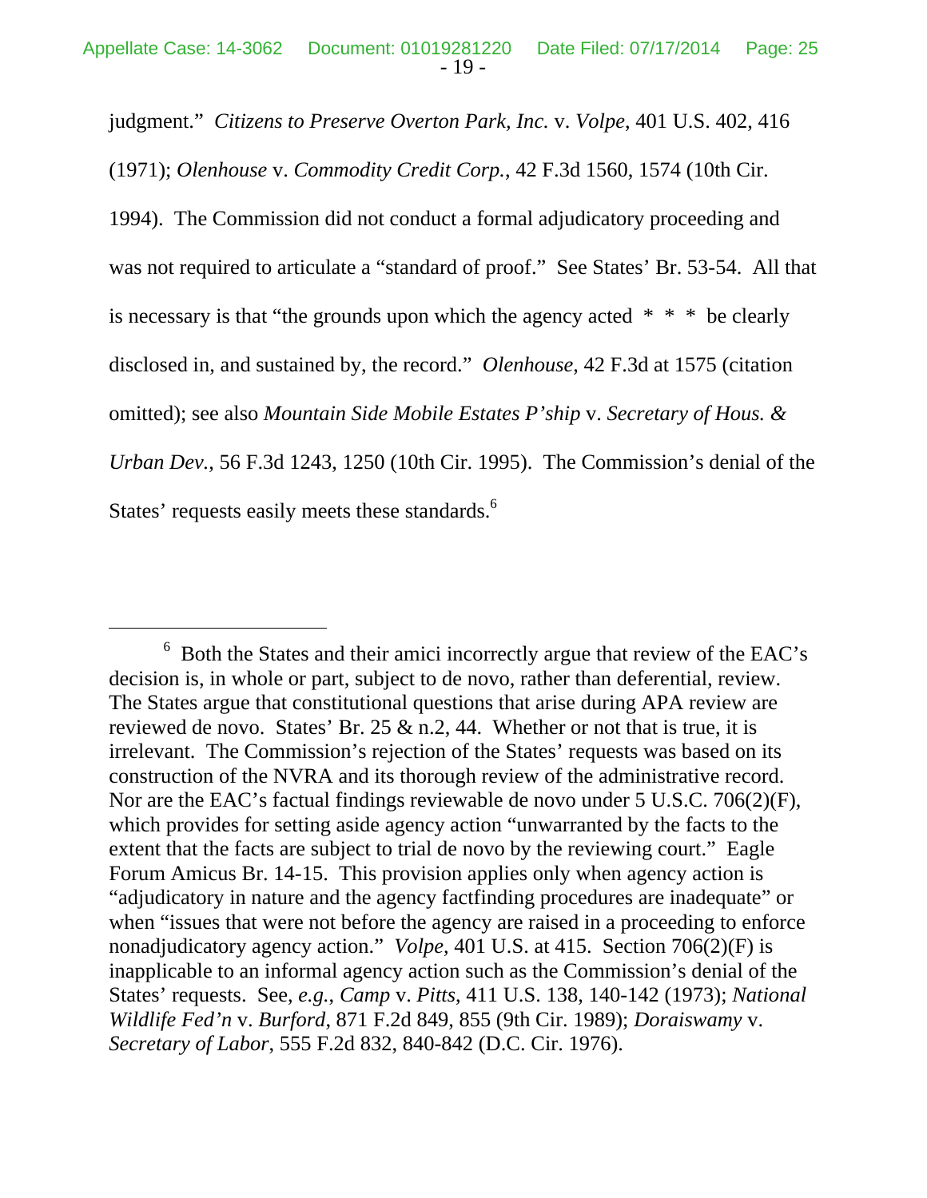judgment." *Citizens to Preserve Overton Park, Inc.* v. *Volpe*, 401 U.S. 402, 416 (1971); *Olenhouse* v. *Commodity Credit Corp.*, 42 F.3d 1560, 1574 (10th Cir. 1994). The Commission did not conduct a formal adjudicatory proceeding and was not required to articulate a "standard of proof." See States' Br. 53-54. All that is necessary is that "the grounds upon which the agency acted * * * be clearly disclosed in, and sustained by, the record." *Olenhouse*, 42 F.3d at 1575 (citation omitted); see also *Mountain Side Mobile Estates P'ship* v. *Secretary of Hous. & Urban Dev.*, 56 F.3d 1243, 1250 (10th Cir. 1995). The Commission's denial of the States' requests easily meets these standards.[6]

---

[6] Both the States and their amici incorrectly argue that review of the EAC's decision is, in whole or part, subject to de novo, rather than deferential, review. The States argue that constitutional questions that arise during APA review are reviewed de novo. States' Br. 25 & n.2, 44. Whether or not that is true, it is irrelevant. The Commission's rejection of the States' requests was based on its construction of the NVRA and its thorough review of the administrative record. Nor are the EAC's factual findings reviewable de novo under 5 U.S.C. 706(2)(F), which provides for setting aside agency action "unwarranted by the facts to the extent that the facts are subject to trial de novo by the reviewing court." Eagle Forum Amicus Br. 14-15. This provision applies only when agency action is "adjudicatory in nature and the agency factfinding procedures are inadequate" or when "issues that were not before the agency are raised in a proceeding to enforce nonadjudicatory agency action." *Volpe*, 401 U.S. at 415. Section 706(2)(F) is inapplicable to an informal agency action such as the Commission's denial of the States' requests. See, *e.g.*, *Camp* v. *Pitts*, 411 U.S. 138, 140-142 (1973); *National Wildlife Fed'n* v. *Burford*, 871 F.2d 849, 855 (9th Cir. 1989); *Doraiswamy* v. *Secretary of Labor*, 555 F.2d 832, 840-842 (D.C. Cir. 1976).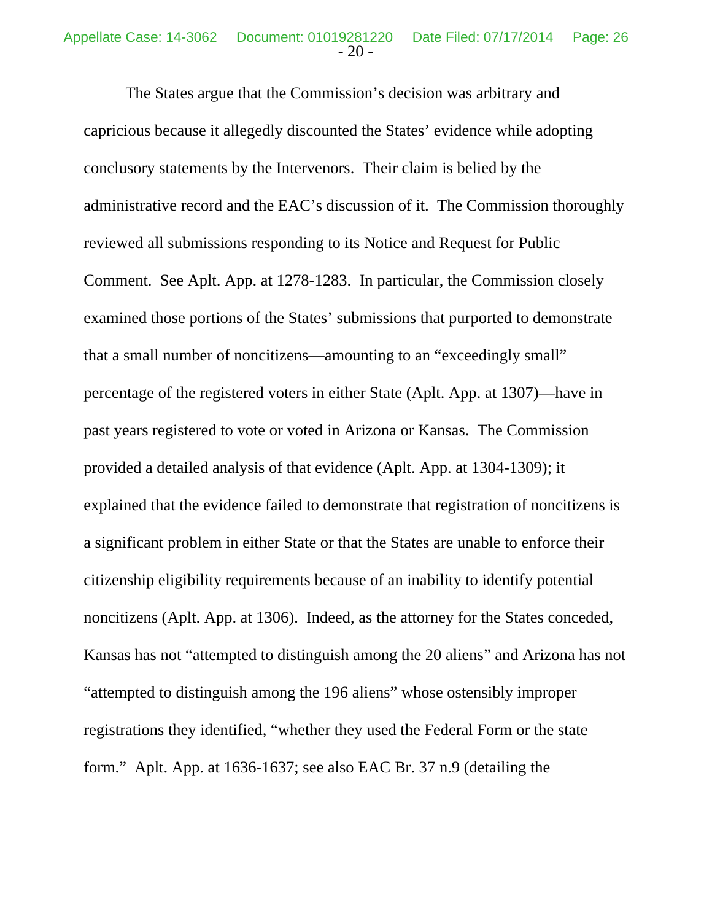The States argue that the Commission's decision was arbitrary and capricious because it allegedly discounted the States' evidence while adopting conclusory statements by the Intervenors. Their claim is belied by the administrative record and the EAC's discussion of it. The Commission thoroughly reviewed all submissions responding to its Notice and Request for Public Comment. See Aplt. App. at 1278-1283. In particular, the Commission closely examined those portions of the States' submissions that purported to demonstrate that a small number of noncitizens—amounting to an "exceedingly small" percentage of the registered voters in either State (Aplt. App. at 1307)—have in past years registered to vote or voted in Arizona or Kansas. The Commission provided a detailed analysis of that evidence (Aplt. App. at 1304-1309); it explained that the evidence failed to demonstrate that registration of noncitizens is a significant problem in either State or that the States are unable to enforce their citizenship eligibility requirements because of an inability to identify potential noncitizens (Aplt. App. at 1306). Indeed, as the attorney for the States conceded, Kansas has not "attempted to distinguish among the 20 aliens" and Arizona has not "attempted to distinguish among the 196 aliens" whose ostensibly improper registrations they identified, "whether they used the Federal Form or the state form." Aplt. App. at 1636-1637; see also EAC Br. 37 n.9 (detailing the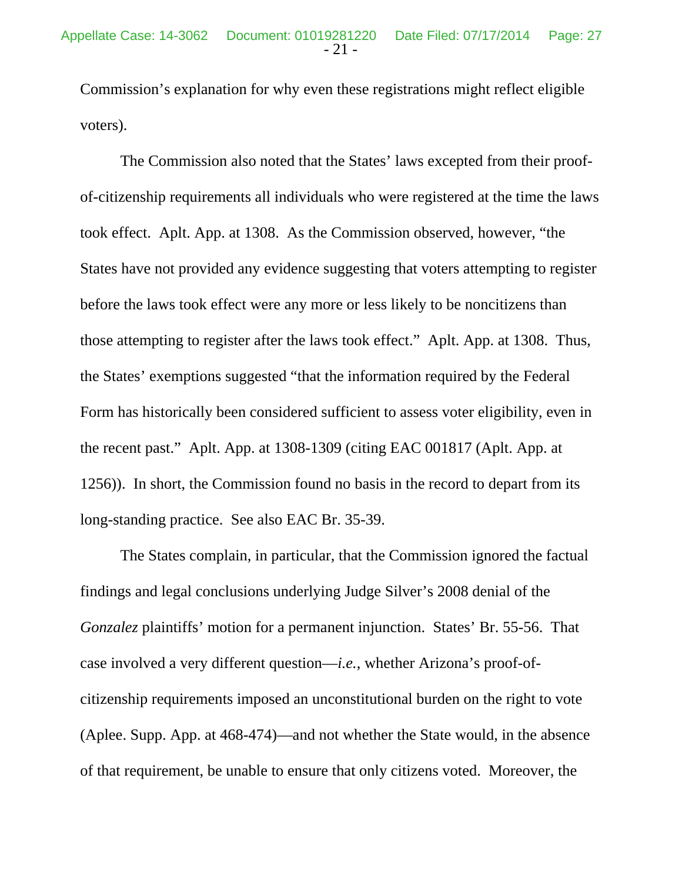Commission's explanation for why even these registrations might reflect eligible voters).

The Commission also noted that the States' laws excepted from their proof-of-citizenship requirements all individuals who were registered at the time the laws took effect. Aplt. App. at 1308. As the Commission observed, however, "the States have not provided any evidence suggesting that voters attempting to register before the laws took effect were any more or less likely to be noncitizens than those attempting to register after the laws took effect." Aplt. App. at 1308. Thus, the States' exemptions suggested "that the information required by the Federal Form has historically been considered sufficient to assess voter eligibility, even in the recent past." Aplt. App. at 1308-1309 (citing EAC 001817 (Aplt. App. at 1256)). In short, the Commission found no basis in the record to depart from its long-standing practice. See also EAC Br. 35-39.

The States complain, in particular, that the Commission ignored the factual findings and legal conclusions underlying Judge Silver's 2008 denial of the *Gonzalez* plaintiffs' motion for a permanent injunction. States' Br. 55-56. That case involved a very different question—*i.e.*, whether Arizona's proof-of-citizenship requirements imposed an unconstitutional burden on the right to vote (Aplee. Supp. App. at 468-474)—and not whether the State would, in the absence of that requirement, be unable to ensure that only citizens voted. Moreover, the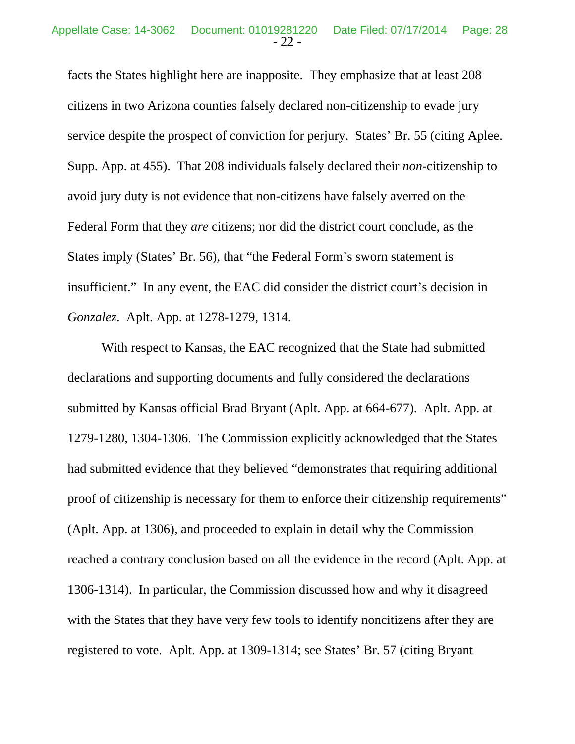facts the States highlight here are inapposite. They emphasize that at least 208 citizens in two Arizona counties falsely declared non-citizenship to evade jury service despite the prospect of conviction for perjury. States' Br. 55 (citing Aplee. Supp. App. at 455). That 208 individuals falsely declared their *non*-citizenship to avoid jury duty is not evidence that non-citizens have falsely averred on the Federal Form that they *are* citizens; nor did the district court conclude, as the States imply (States' Br. 56), that "the Federal Form's sworn statement is insufficient." In any event, the EAC did consider the district court's decision in *Gonzalez*. Aplt. App. at 1278-1279, 1314.

With respect to Kansas, the EAC recognized that the State had submitted declarations and supporting documents and fully considered the declarations submitted by Kansas official Brad Bryant (Aplt. App. at 664-677). Aplt. App. at 1279-1280, 1304-1306. The Commission explicitly acknowledged that the States had submitted evidence that they believed "demonstrates that requiring additional proof of citizenship is necessary for them to enforce their citizenship requirements" (Aplt. App. at 1306), and proceeded to explain in detail why the Commission reached a contrary conclusion based on all the evidence in the record (Aplt. App. at 1306-1314). In particular, the Commission discussed how and why it disagreed with the States that they have very few tools to identify noncitizens after they are registered to vote. Aplt. App. at 1309-1314; see States' Br. 57 (citing Bryant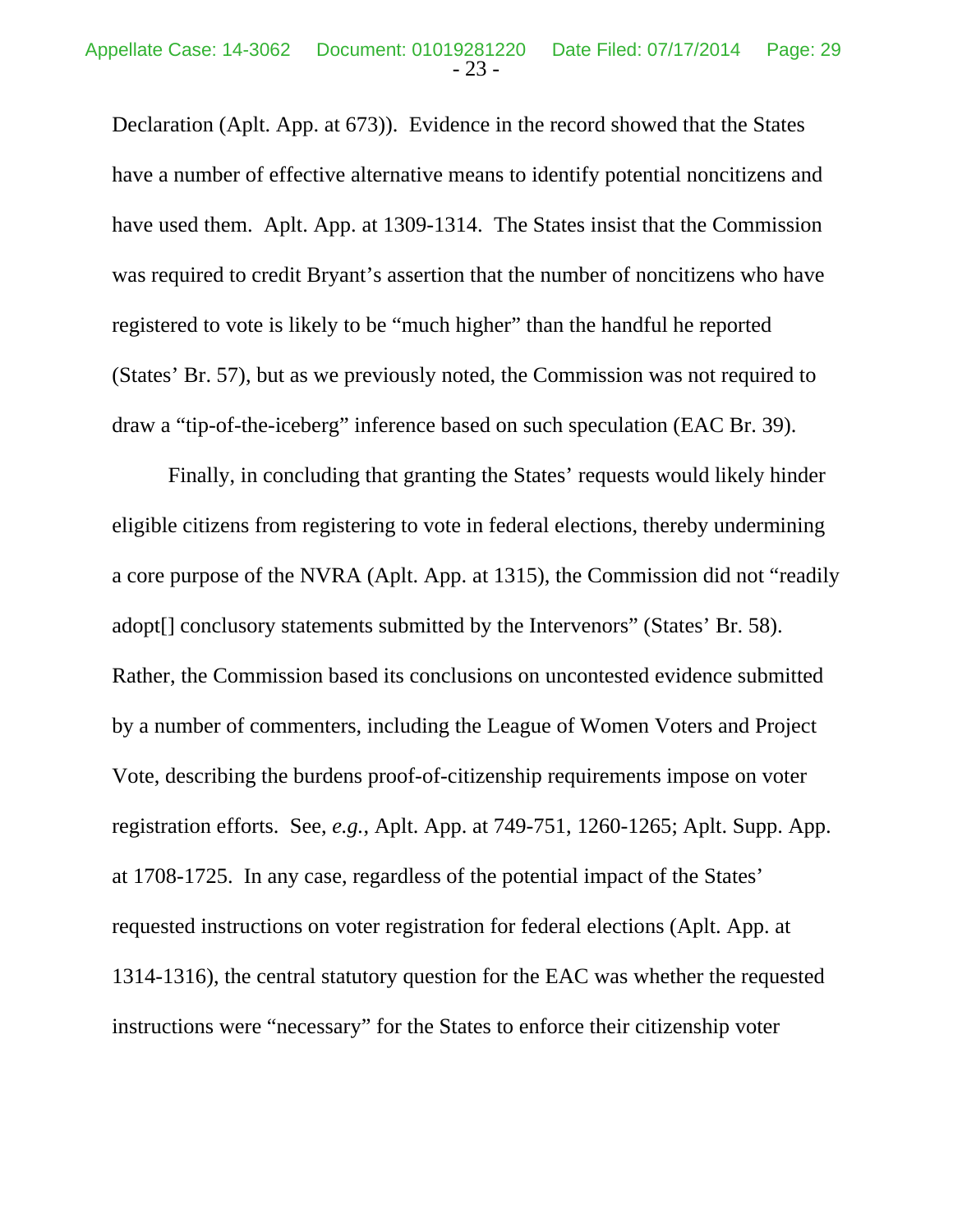Declaration (Aplt. App. at 673)). Evidence in the record showed that the States have a number of effective alternative means to identify potential noncitizens and have used them. Aplt. App. at 1309-1314. The States insist that the Commission was required to credit Bryant's assertion that the number of noncitizens who have registered to vote is likely to be "much higher" than the handful he reported (States' Br. 57), but as we previously noted, the Commission was not required to draw a "tip-of-the-iceberg" inference based on such speculation (EAC Br. 39).

Finally, in concluding that granting the States' requests would likely hinder eligible citizens from registering to vote in federal elections, thereby undermining a core purpose of the NVRA (Aplt. App. at 1315), the Commission did not "readily adopt[] conclusory statements submitted by the Intervenors" (States' Br. 58). Rather, the Commission based its conclusions on uncontested evidence submitted by a number of commenters, including the League of Women Voters and Project Vote, describing the burdens proof-of-citizenship requirements impose on voter registration efforts. See, *e.g.*, Aplt. App. at 749-751, 1260-1265; Aplt. Supp. App. at 1708-1725. In any case, regardless of the potential impact of the States' requested instructions on voter registration for federal elections (Aplt. App. at 1314-1316), the central statutory question for the EAC was whether the requested instructions were "necessary" for the States to enforce their citizenship voter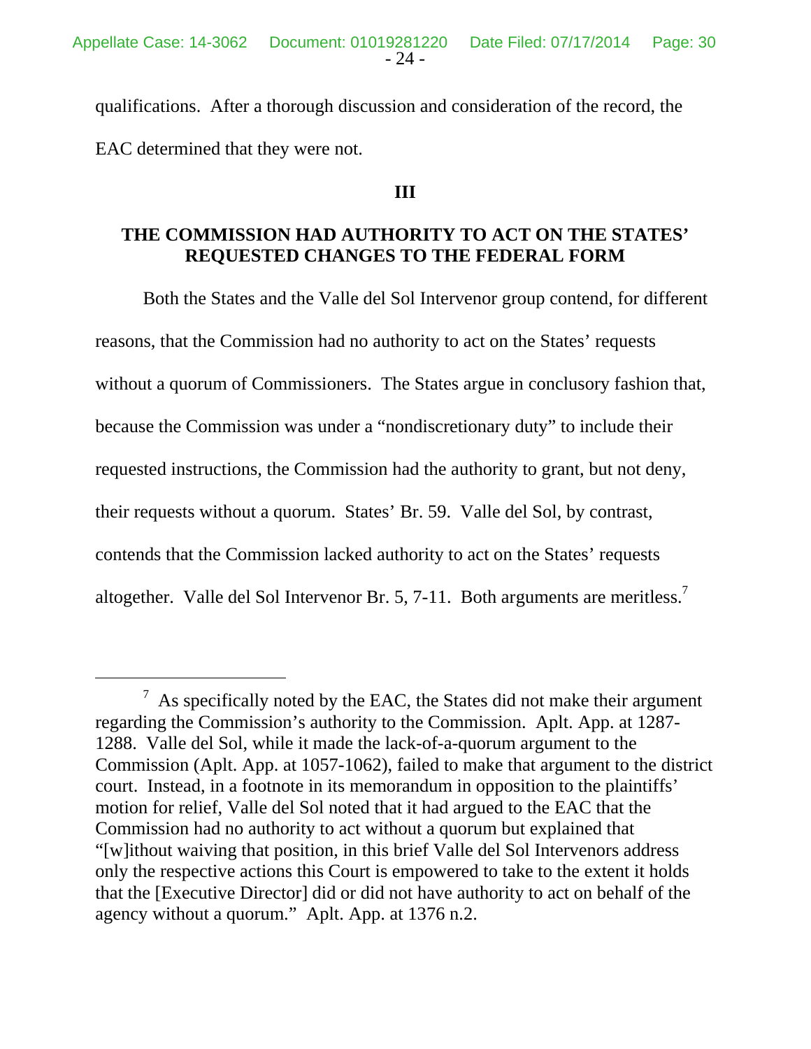qualifications. After a thorough discussion and consideration of the record, the EAC determined that they were not.

## III

## THE COMMISSION HAD AUTHORITY TO ACT ON THE STATES' REQUESTED CHANGES TO THE FEDERAL FORM

Both the States and the Valle del Sol Intervenor group contend, for different reasons, that the Commission had no authority to act on the States' requests without a quorum of Commissioners. The States argue in conclusory fashion that, because the Commission was under a "nondiscretionary duty" to include their requested instructions, the Commission had the authority to grant, but not deny, their requests without a quorum. States' Br. 59. Valle del Sol, by contrast, contends that the Commission lacked authority to act on the States' requests altogether. Valle del Sol Intervenor Br. 5, 7-11. Both arguments are meritless.[7]

---

[7] As specifically noted by the EAC, the States did not make their argument regarding the Commission's authority to the Commission. Aplt. App. at 1287-1288. Valle del Sol, while it made the lack-of-a-quorum argument to the Commission (Aplt. App. at 1057-1062), failed to make that argument to the district court. Instead, in a footnote in its memorandum in opposition to the plaintiffs' motion for relief, Valle del Sol noted that it had argued to the EAC that the Commission had no authority to act without a quorum but explained that "[w]ithout waiving that position, in this brief Valle del Sol Intervenors address only the respective actions this Court is empowered to take to the extent it holds that the [Executive Director] did or did not have authority to act on behalf of the agency without a quorum." Aplt. App. at 1376 n.2.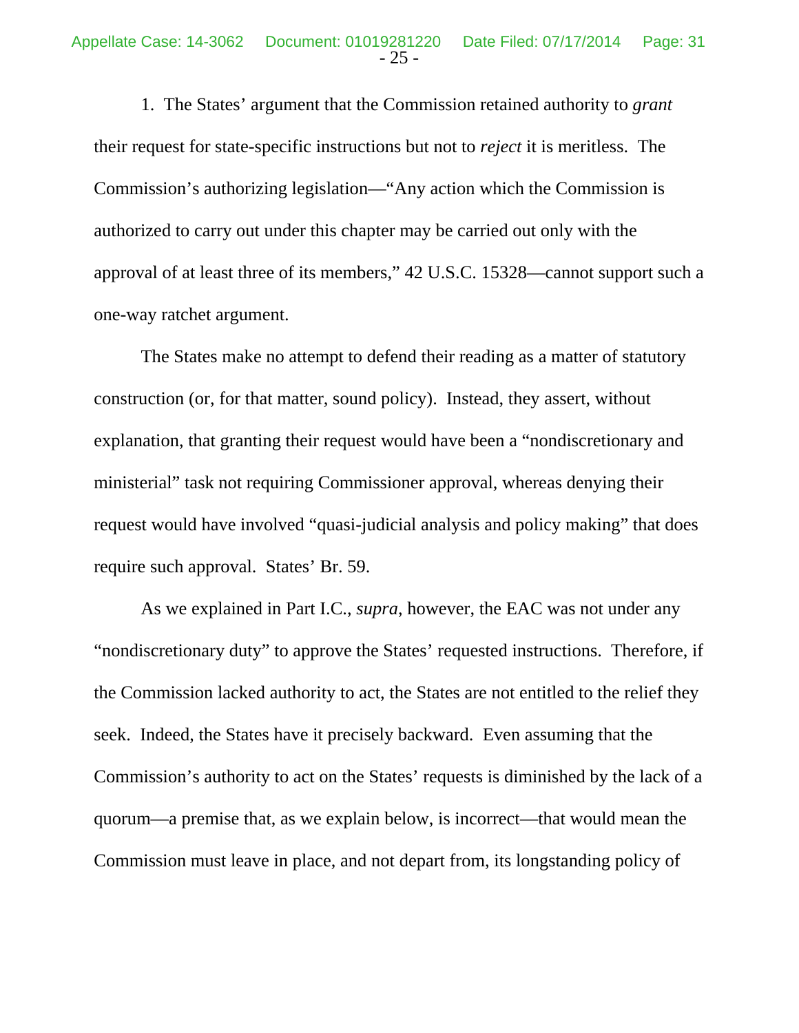1. The States' argument that the Commission retained authority to *grant* their request for state-specific instructions but not to *reject* it is meritless. The Commission's authorizing legislation—"Any action which the Commission is authorized to carry out under this chapter may be carried out only with the approval of at least three of its members," 42 U.S.C. 15328—cannot support such a one-way ratchet argument.

The States make no attempt to defend their reading as a matter of statutory construction (or, for that matter, sound policy). Instead, they assert, without explanation, that granting their request would have been a "nondiscretionary and ministerial" task not requiring Commissioner approval, whereas denying their request would have involved "quasi-judicial analysis and policy making" that does require such approval. States' Br. 59.

As we explained in Part I.C., *supra*, however, the EAC was not under any "nondiscretionary duty" to approve the States' requested instructions. Therefore, if the Commission lacked authority to act, the States are not entitled to the relief they seek. Indeed, the States have it precisely backward. Even assuming that the Commission's authority to act on the States' requests is diminished by the lack of a quorum—a premise that, as we explain below, is incorrect—that would mean the Commission must leave in place, and not depart from, its longstanding policy of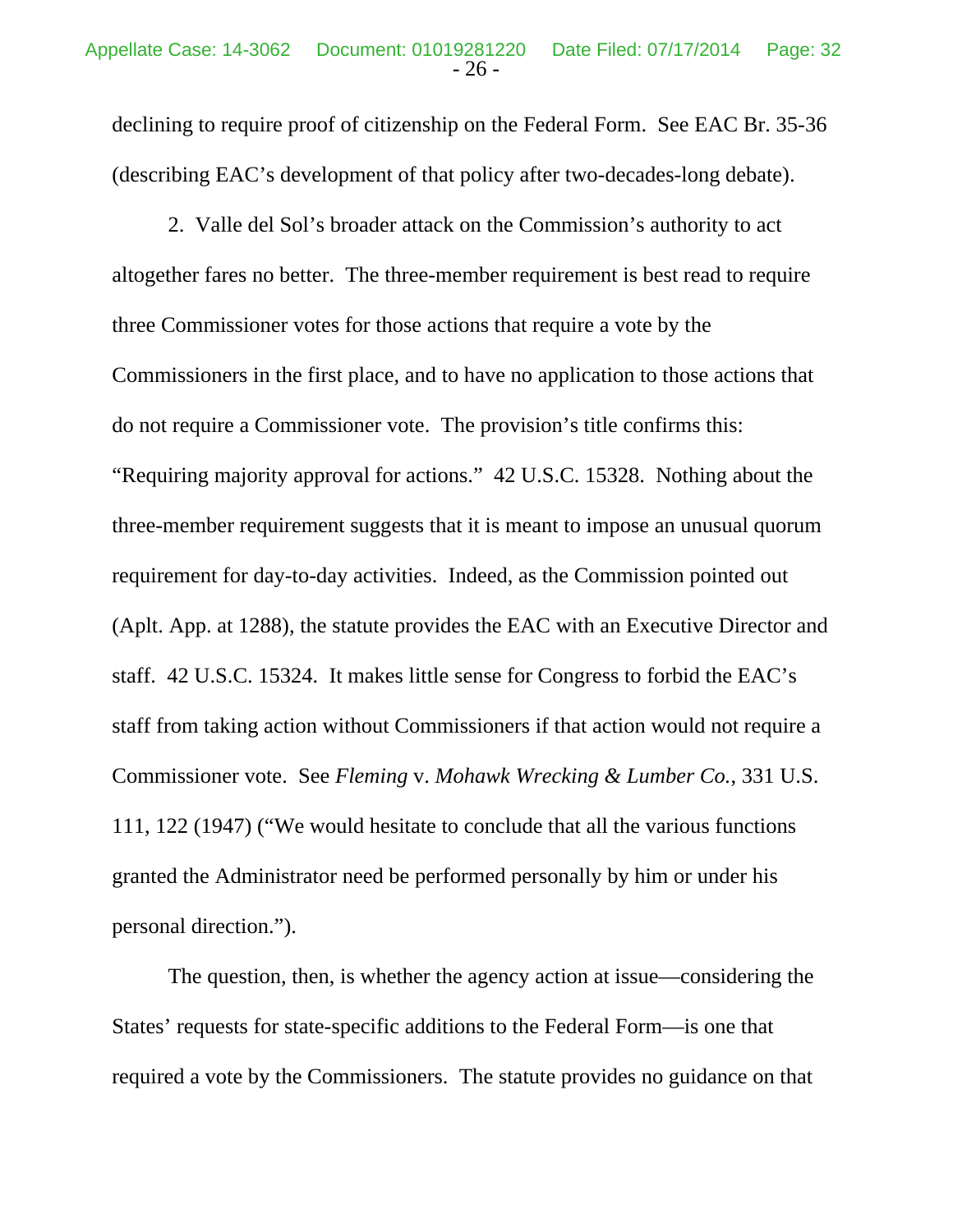declining to require proof of citizenship on the Federal Form. See EAC Br. 35-36 (describing EAC's development of that policy after two-decades-long debate).

2. Valle del Sol's broader attack on the Commission's authority to act altogether fares no better. The three-member requirement is best read to require three Commissioner votes for those actions that require a vote by the Commissioners in the first place, and to have no application to those actions that do not require a Commissioner vote. The provision's title confirms this: "Requiring majority approval for actions." 42 U.S.C. 15328. Nothing about the three-member requirement suggests that it is meant to impose an unusual quorum requirement for day-to-day activities. Indeed, as the Commission pointed out (Aplt. App. at 1288), the statute provides the EAC with an Executive Director and staff. 42 U.S.C. 15324. It makes little sense for Congress to forbid the EAC's staff from taking action without Commissioners if that action would not require a Commissioner vote. See *Fleming* v. *Mohawk Wrecking & Lumber Co.*, 331 U.S. 111, 122 (1947) ("We would hesitate to conclude that all the various functions granted the Administrator need be performed personally by him or under his personal direction.").

The question, then, is whether the agency action at issue—considering the States' requests for state-specific additions to the Federal Form—is one that required a vote by the Commissioners. The statute provides no guidance on that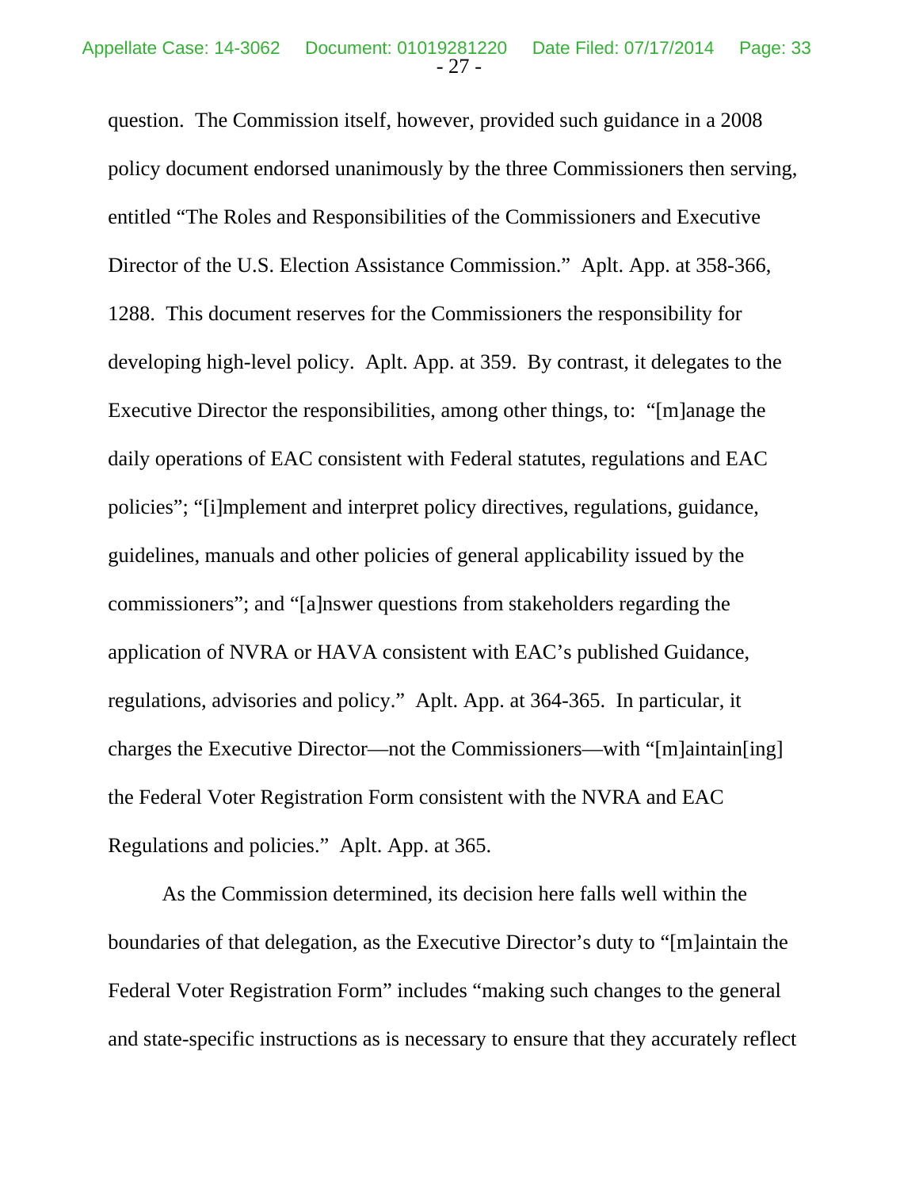question. The Commission itself, however, provided such guidance in a 2008 policy document endorsed unanimously by the three Commissioners then serving, entitled "The Roles and Responsibilities of the Commissioners and Executive Director of the U.S. Election Assistance Commission." Aplt. App. at 358-366, 1288. This document reserves for the Commissioners the responsibility for developing high-level policy. Aplt. App. at 359. By contrast, it delegates to the Executive Director the responsibilities, among other things, to: "[m]anage the daily operations of EAC consistent with Federal statutes, regulations and EAC policies"; "[i]mplement and interpret policy directives, regulations, guidance, guidelines, manuals and other policies of general applicability issued by the commissioners"; and "[a]nswer questions from stakeholders regarding the application of NVRA or HAVA consistent with EAC's published Guidance, regulations, advisories and policy." Aplt. App. at 364-365. In particular, it charges the Executive Director—not the Commissioners—with "[m]aintain[ing] the Federal Voter Registration Form consistent with the NVRA and EAC Regulations and policies." Aplt. App. at 365.

As the Commission determined, its decision here falls well within the boundaries of that delegation, as the Executive Director's duty to "[m]aintain the Federal Voter Registration Form" includes "making such changes to the general and state-specific instructions as is necessary to ensure that they accurately reflect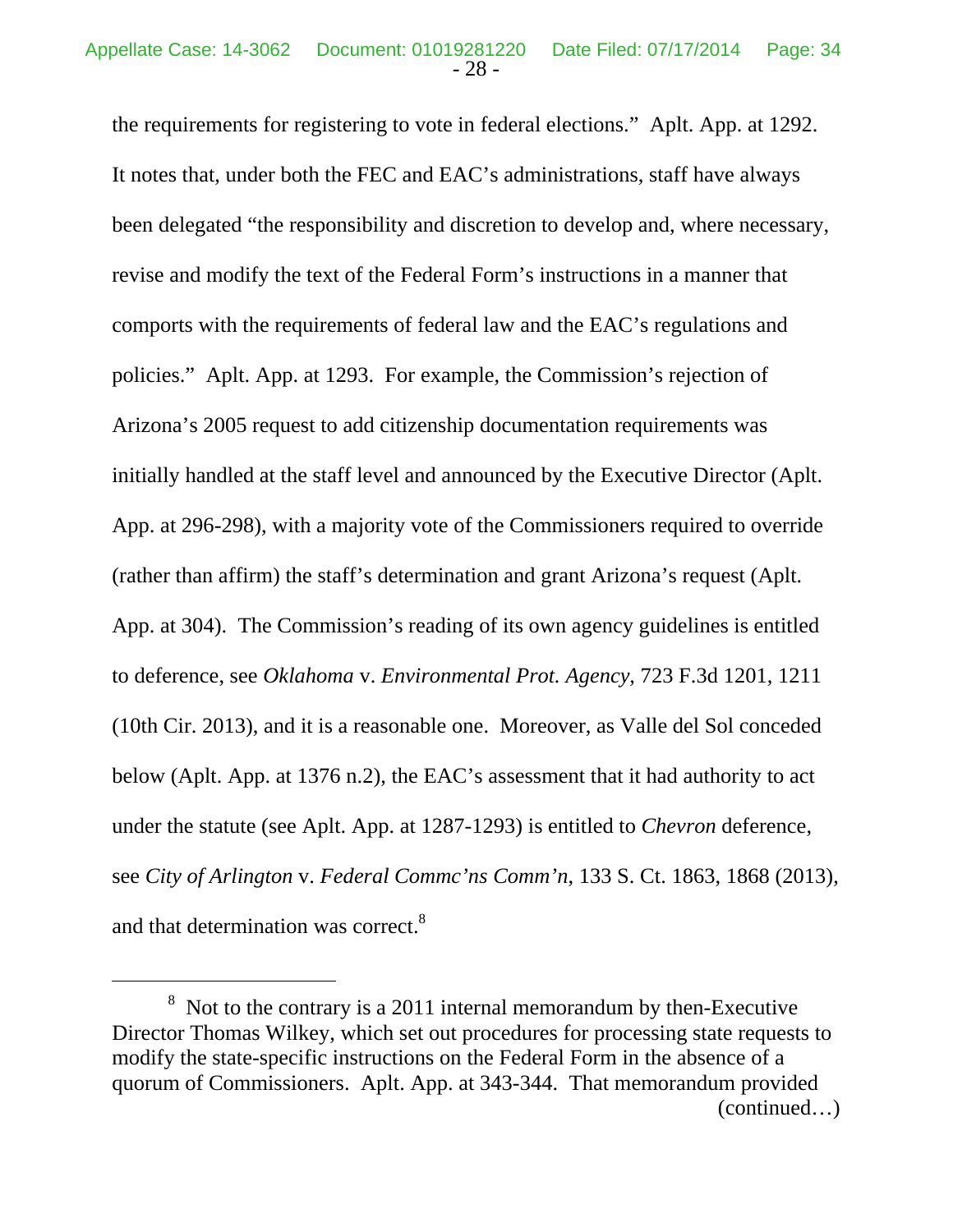the requirements for registering to vote in federal elections." Aplt. App. at 1292. It notes that, under both the FEC and EAC's administrations, staff have always been delegated "the responsibility and discretion to develop and, where necessary, revise and modify the text of the Federal Form's instructions in a manner that comports with the requirements of federal law and the EAC's regulations and policies." Aplt. App. at 1293. For example, the Commission's rejection of Arizona's 2005 request to add citizenship documentation requirements was initially handled at the staff level and announced by the Executive Director (Aplt. App. at 296-298), with a majority vote of the Commissioners required to override (rather than affirm) the staff's determination and grant Arizona's request (Aplt. App. at 304). The Commission's reading of its own agency guidelines is entitled to deference, see *Oklahoma* v. *Environmental Prot. Agency*, 723 F.3d 1201, 1211 (10th Cir. 2013), and it is a reasonable one. Moreover, as Valle del Sol conceded below (Aplt. App. at 1376 n.2), the EAC's assessment that it had authority to act under the statute (see Aplt. App. at 1287-1293) is entitled to *Chevron* deference, see *City of Arlington* v. *Federal Commc'ns Comm'n*, 133 S. Ct. 1863, 1868 (2013), and that determination was correct.[8]

---

[8] Not to the contrary is a 2011 internal memorandum by then-Executive Director Thomas Wilkey, which set out procedures for processing state requests to modify the state-specific instructions on the Federal Form in the absence of a quorum of Commissioners. Aplt. App. at 343-344. That memorandum provided (continued…)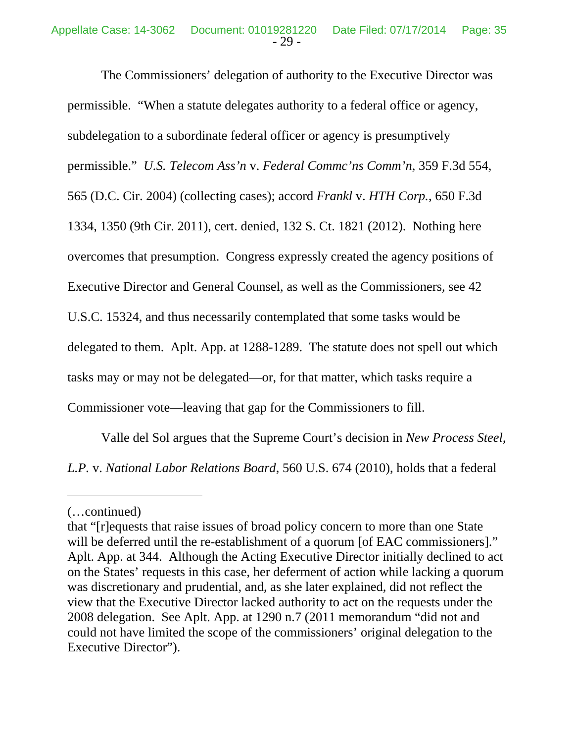The Commissioners' delegation of authority to the Executive Director was permissible. "When a statute delegates authority to a federal office or agency, subdelegation to a subordinate federal officer or agency is presumptively permissible." *U.S. Telecom Ass'n* v. *Federal Commc'ns Comm'n*, 359 F.3d 554, 565 (D.C. Cir. 2004) (collecting cases); accord *Frankl* v. *HTH Corp.*, 650 F.3d 1334, 1350 (9th Cir. 2011), cert. denied, 132 S. Ct. 1821 (2012). Nothing here overcomes that presumption. Congress expressly created the agency positions of Executive Director and General Counsel, as well as the Commissioners, see 42 U.S.C. 15324, and thus necessarily contemplated that some tasks would be delegated to them. Aplt. App. at 1288-1289. The statute does not spell out which tasks may or may not be delegated—or, for that matter, which tasks require a Commissioner vote—leaving that gap for the Commissioners to fill.

Valle del Sol argues that the Supreme Court's decision in *New Process Steel, L.P.* v. *National Labor Relations Board*, 560 U.S. 674 (2010), holds that a federal

---

(…continued)
that "[r]equests that raise issues of broad policy concern to more than one State will be deferred until the re-establishment of a quorum [of EAC commissioners]." Aplt. App. at 344. Although the Acting Executive Director initially declined to act on the States' requests in this case, her deferment of action while lacking a quorum was discretionary and prudential, and, as she later explained, did not reflect the view that the Executive Director lacked authority to act on the requests under the 2008 delegation. See Aplt. App. at 1290 n.7 (2011 memorandum "did not and could not have limited the scope of the commissioners' original delegation to the Executive Director").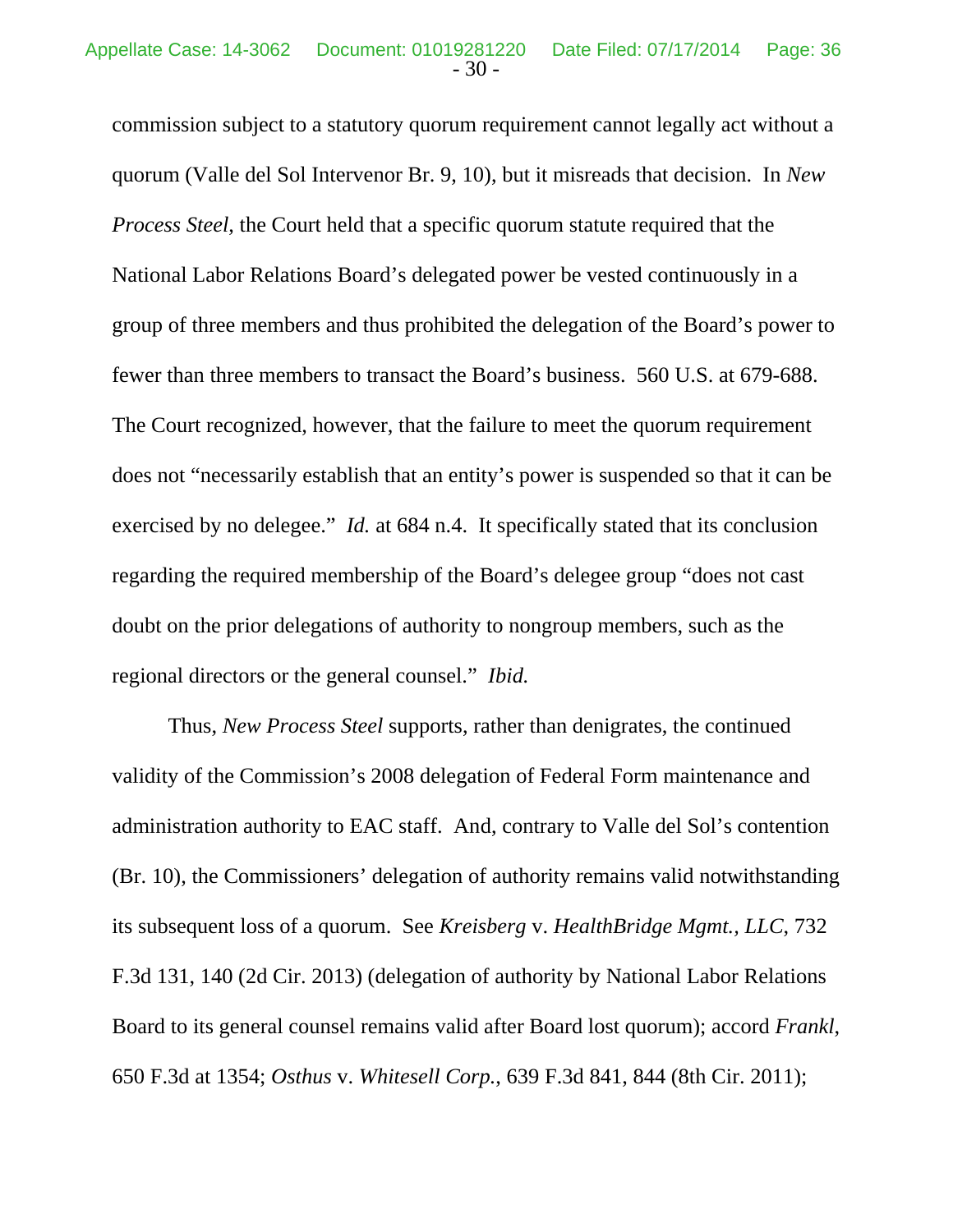commission subject to a statutory quorum requirement cannot legally act without a quorum (Valle del Sol Intervenor Br. 9, 10), but it misreads that decision. In *New Process Steel*, the Court held that a specific quorum statute required that the National Labor Relations Board's delegated power be vested continuously in a group of three members and thus prohibited the delegation of the Board's power to fewer than three members to transact the Board's business. 560 U.S. at 679-688. The Court recognized, however, that the failure to meet the quorum requirement does not "necessarily establish that an entity's power is suspended so that it can be exercised by no delegee." *Id.* at 684 n.4. It specifically stated that its conclusion regarding the required membership of the Board's delegee group "does not cast doubt on the prior delegations of authority to nongroup members, such as the regional directors or the general counsel." *Ibid.*

Thus, *New Process Steel* supports, rather than denigrates, the continued validity of the Commission's 2008 delegation of Federal Form maintenance and administration authority to EAC staff. And, contrary to Valle del Sol's contention (Br. 10), the Commissioners' delegation of authority remains valid notwithstanding its subsequent loss of a quorum. See *Kreisberg* v. *HealthBridge Mgmt., LLC*, 732 F.3d 131, 140 (2d Cir. 2013) (delegation of authority by National Labor Relations Board to its general counsel remains valid after Board lost quorum); accord *Frankl*, 650 F.3d at 1354; *Osthus* v. *Whitesell Corp.*, 639 F.3d 841, 844 (8th Cir. 2011);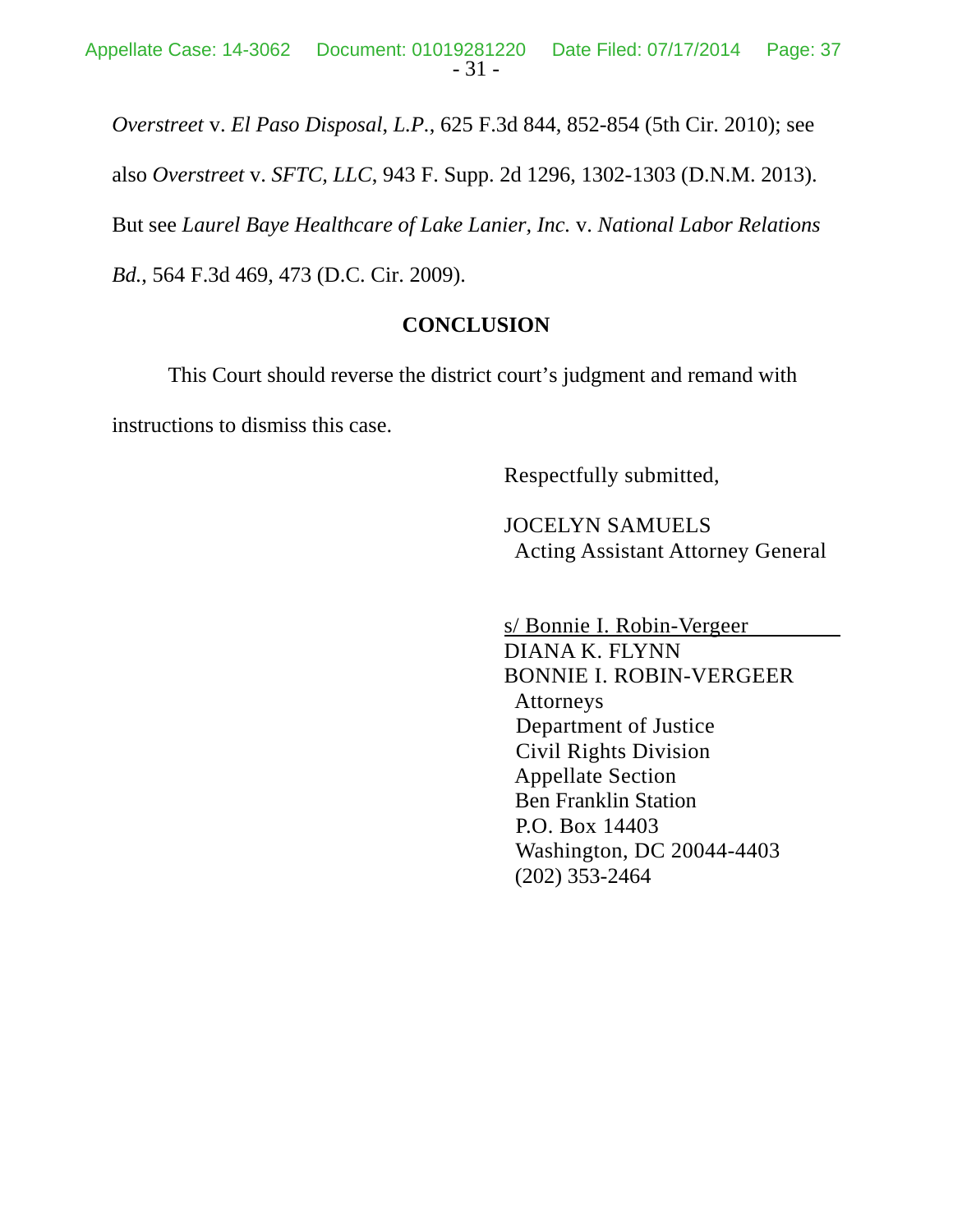*Overstreet* v. *El Paso Disposal, L.P.*, 625 F.3d 844, 852-854 (5th Cir. 2010); see also *Overstreet* v. *SFTC, LLC*, 943 F. Supp. 2d 1296, 1302-1303 (D.N.M. 2013). But see *Laurel Baye Healthcare of Lake Lanier, Inc.* v. *National Labor Relations Bd.*, 564 F.3d 469, 473 (D.C. Cir. 2009).

**CONCLUSION**

This Court should reverse the district court's judgment and remand with instructions to dismiss this case.

Respectfully submitted,

JOCELYN SAMUELS
Acting Assistant Attorney General

s/ Bonnie I. Robin-Vergeer
DIANA K. FLYNN
BONNIE I. ROBIN-VERGEER
Attorneys
Department of Justice
Civil Rights Division
Appellate Section
Ben Franklin Station
P.O. Box 14403
Washington, DC 20044-4403
(202) 353-2464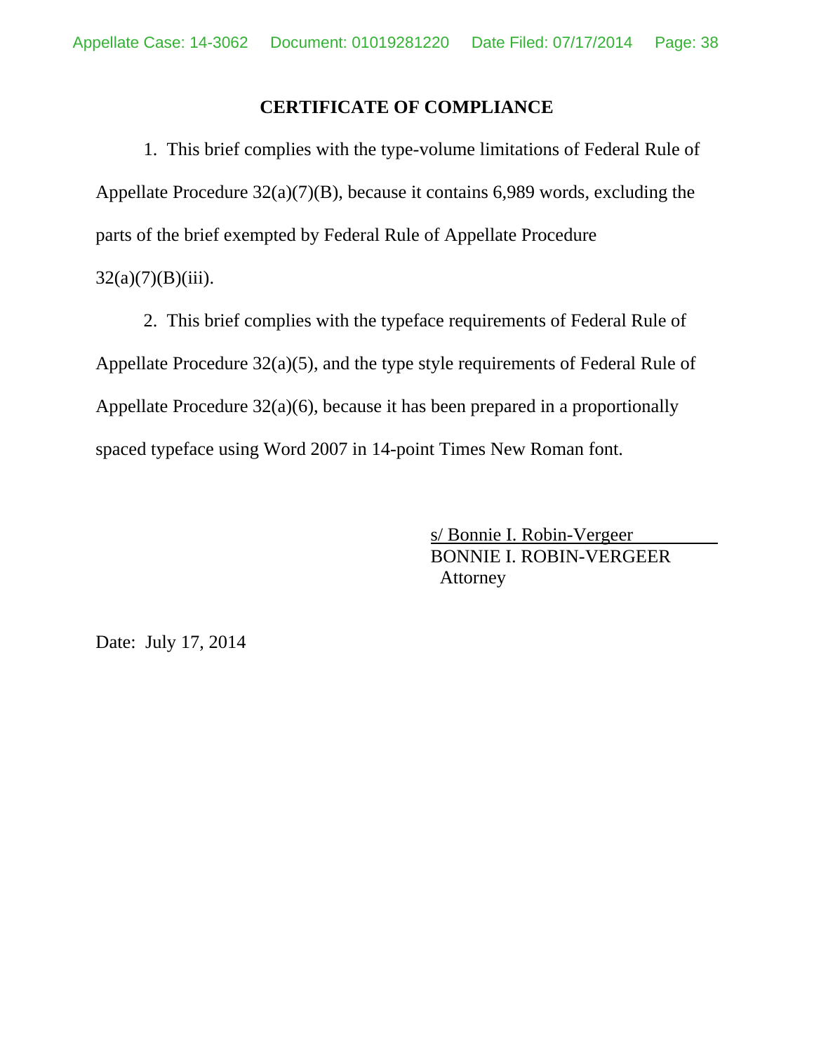## CERTIFICATE OF COMPLIANCE

1. This brief complies with the type-volume limitations of Federal Rule of Appellate Procedure 32(a)(7)(B), because it contains 6,989 words, excluding the parts of the brief exempted by Federal Rule of Appellate Procedure 32(a)(7)(B)(iii).

2. This brief complies with the typeface requirements of Federal Rule of Appellate Procedure 32(a)(5), and the type style requirements of Federal Rule of Appellate Procedure 32(a)(6), because it has been prepared in a proportionally spaced typeface using Word 2007 in 14-point Times New Roman font.

s/ Bonnie I. Robin-Vergeer
BONNIE I. ROBIN-VERGEER
Attorney

Date: July 17, 2014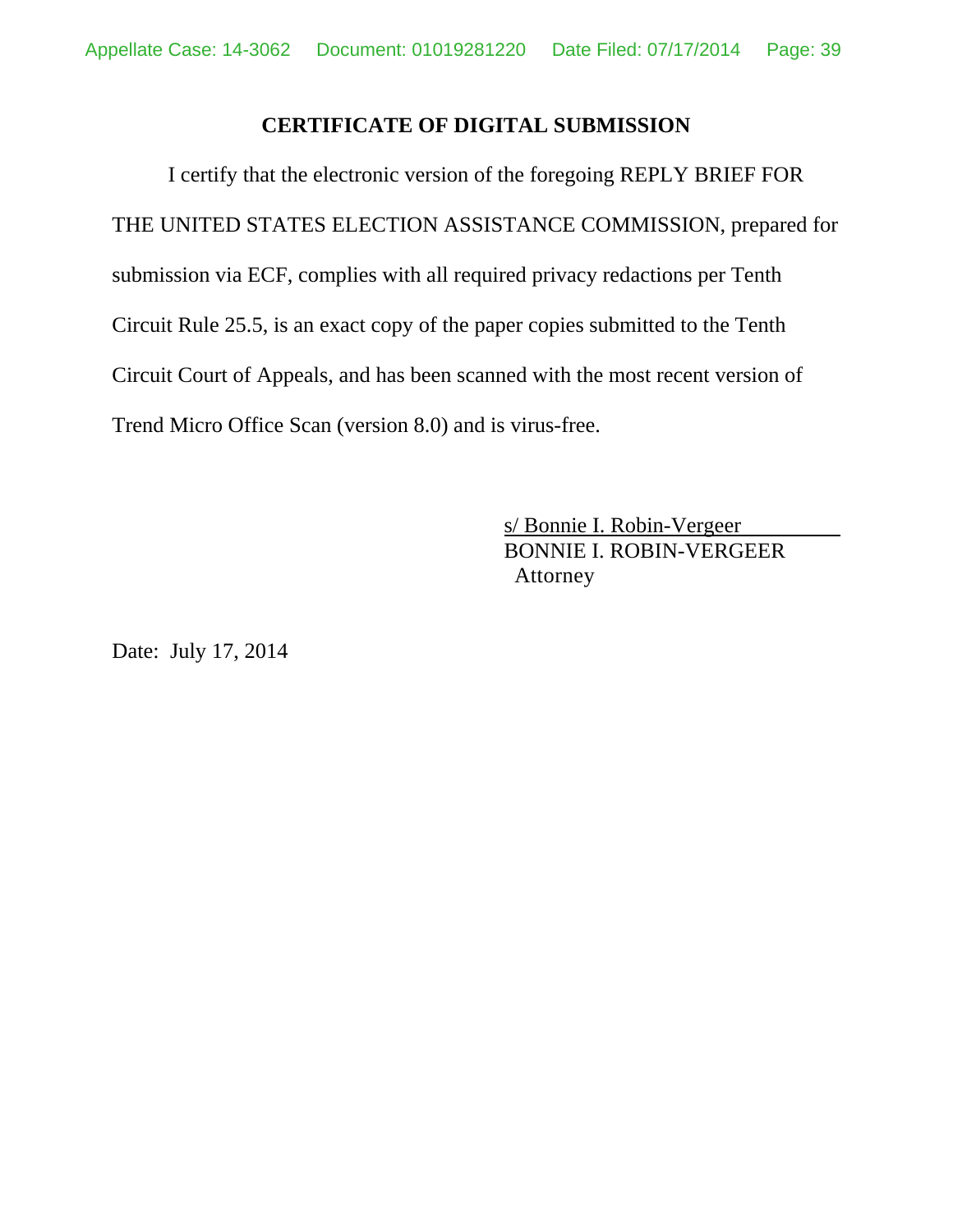**CERTIFICATE OF DIGITAL SUBMISSION**

I certify that the electronic version of the foregoing REPLY BRIEF FOR THE UNITED STATES ELECTION ASSISTANCE COMMISSION, prepared for submission via ECF, complies with all required privacy redactions per Tenth Circuit Rule 25.5, is an exact copy of the paper copies submitted to the Tenth Circuit Court of Appeals, and has been scanned with the most recent version of Trend Micro Office Scan (version 8.0) and is virus-free.

s/ Bonnie I. Robin-Vergeer
BONNIE I. ROBIN-VERGEER
Attorney

Date: July 17, 2014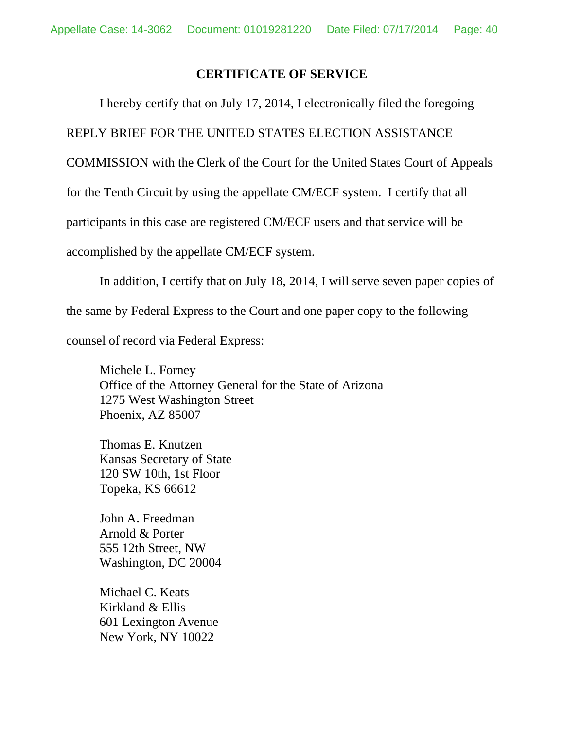## CERTIFICATE OF SERVICE

I hereby certify that on July 17, 2014, I electronically filed the foregoing REPLY BRIEF FOR THE UNITED STATES ELECTION ASSISTANCE COMMISSION with the Clerk of the Court for the United States Court of Appeals for the Tenth Circuit by using the appellate CM/ECF system. I certify that all participants in this case are registered CM/ECF users and that service will be accomplished by the appellate CM/ECF system.

In addition, I certify that on July 18, 2014, I will serve seven paper copies of the same by Federal Express to the Court and one paper copy to the following counsel of record via Federal Express:

Michele L. Forney
Office of the Attorney General for the State of Arizona
1275 West Washington Street
Phoenix, AZ 85007

Thomas E. Knutzen
Kansas Secretary of State
120 SW 10th, 1st Floor
Topeka, KS 66612

John A. Freedman
Arnold & Porter
555 12th Street, NW
Washington, DC 20004

Michael C. Keats
Kirkland & Ellis
601 Lexington Avenue
New York, NY 10022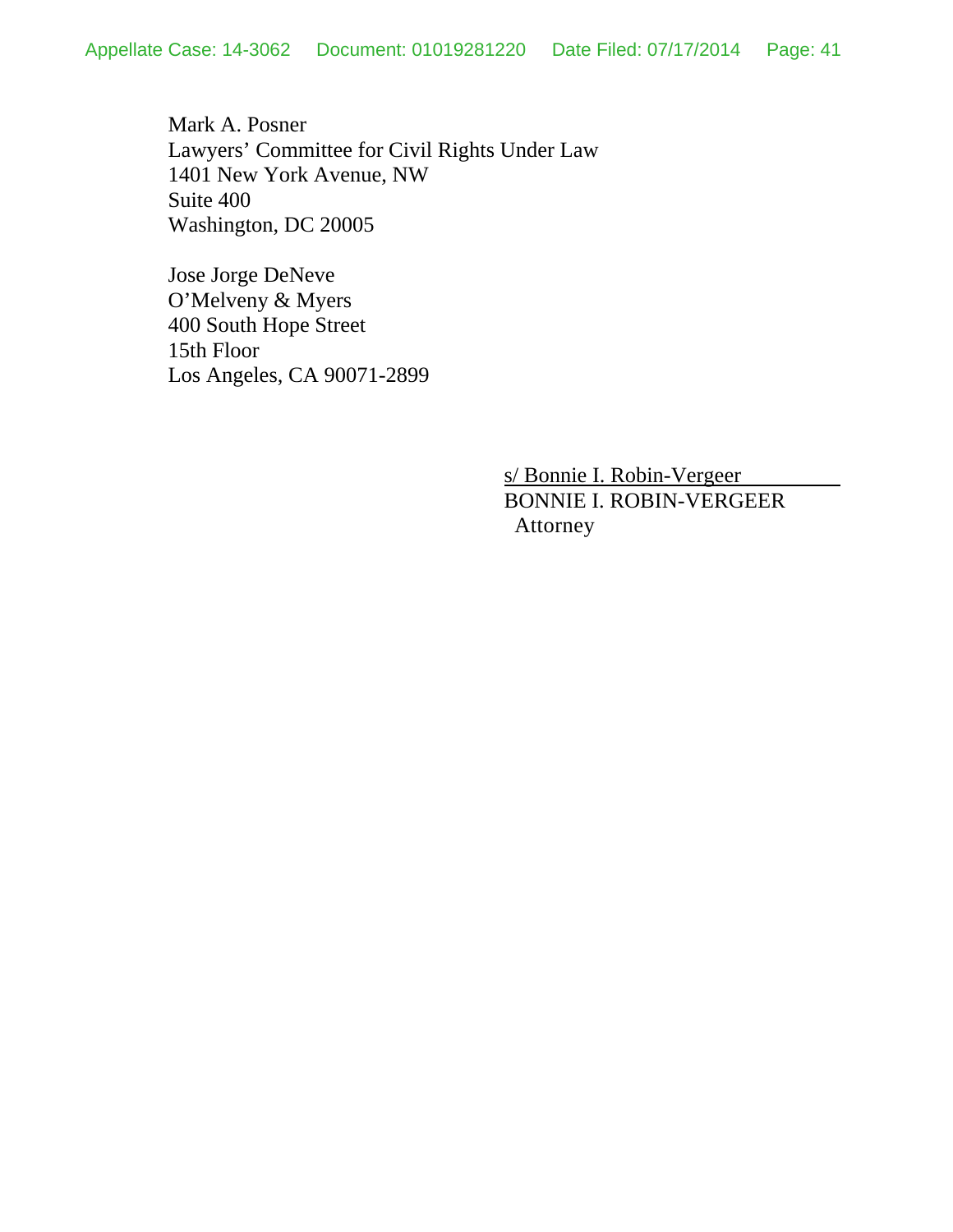Mark A. Posner
Lawyers' Committee for Civil Rights Under Law
1401 New York Avenue, NW
Suite 400
Washington, DC 20005

Jose Jorge DeNeve
O'Melveny & Myers
400 South Hope Street
15th Floor
Los Angeles, CA 90071-2899

s/ Bonnie I. Robin-Vergeer
BONNIE I. ROBIN-VERGEER
Attorney